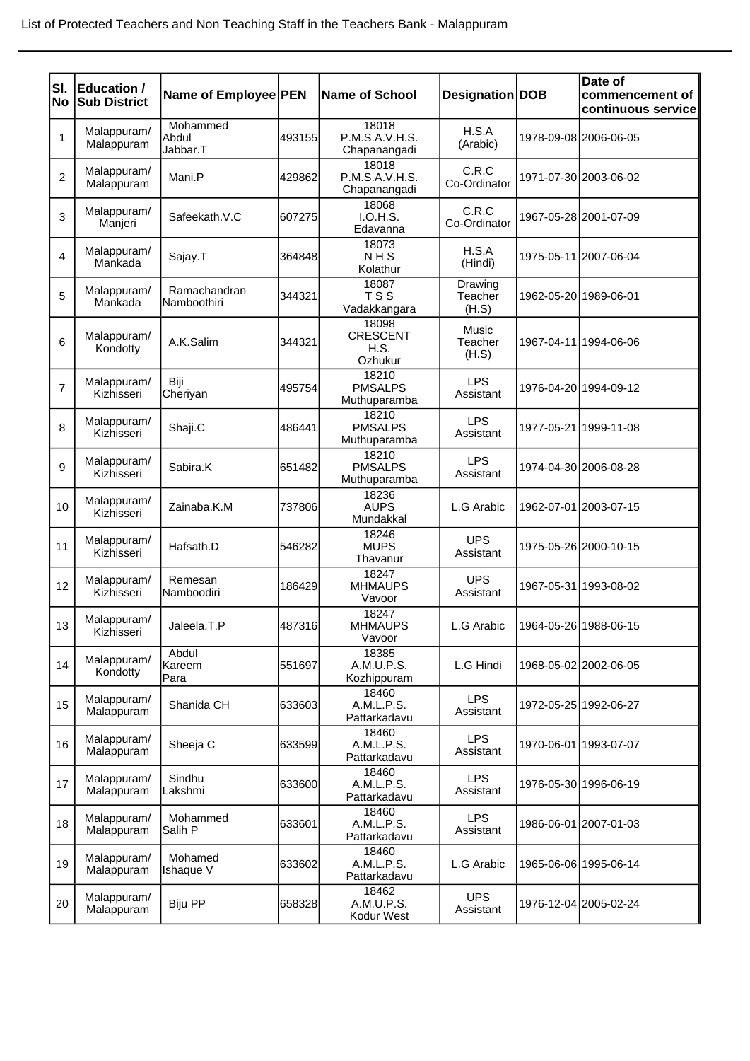List of Protected Teachers and Non Teaching Staff in the Teachers Bank - Malappuram

| Sl. No | Education / Sub District | Name of Employee | PEN | Name of School | Designation | DOB | Date of commencement of continuous service |
|---|---|---|---|---|---|---|---|
| 1 | Malappuram/ Malappuram | Mohammed Abdul Jabbar.T | 493155 | 18018 P.M.S.A.V.H.S. Chapanangadi | H.S.A (Arabic) | 1978-09-08 | 2006-06-05 |
| 2 | Malappuram/ Malappuram | Mani.P | 429862 | 18018 P.M.S.A.V.H.S. Chapanangadi | C.R.C Co-Ordinator | 1971-07-30 | 2003-06-02 |
| 3 | Malappuram/ Manjeri | Safeekath.V.C | 607275 | 18068 I.O.H.S. Edavanna | C.R.C Co-Ordinator | 1967-05-28 | 2001-07-09 |
| 4 | Malappuram/ Mankada | Sajay.T | 364848 | 18073 N H S Kolathur | H.S.A (Hindi) | 1975-05-11 | 2007-06-04 |
| 5 | Malappuram/ Mankada | Ramachandran Namboothiri | 344321 | 18087 T S S Vadakkangara | Drawing Teacher (H.S) | 1962-05-20 | 1989-06-01 |
| 6 | Malappuram/ Kondotty | A.K.Salim | 344321 | 18098 CRESCENT H.S. Ozhukur | Music Teacher (H.S) | 1967-04-11 | 1994-06-06 |
| 7 | Malappuram/ Kizhisseri | Biji Cheriyan | 495754 | 18210 PMSALPS Muthuparamba | LPS Assistant | 1976-04-20 | 1994-09-12 |
| 8 | Malappuram/ Kizhisseri | Shaji.C | 486441 | 18210 PMSALPS Muthuparamba | LPS Assistant | 1977-05-21 | 1999-11-08 |
| 9 | Malappuram/ Kizhisseri | Sabira.K | 651482 | 18210 PMSALPS Muthuparamba | LPS Assistant | 1974-04-30 | 2006-08-28 |
| 10 | Malappuram/ Kizhisseri | Zainaba.K.M | 737806 | 18236 AUPS Mundakkal | L.G Arabic | 1962-07-01 | 2003-07-15 |
| 11 | Malappuram/ Kizhisseri | Hafsath.D | 546282 | 18246 MUPS Thavanur | UPS Assistant | 1975-05-26 | 2000-10-15 |
| 12 | Malappuram/ Kizhisseri | Remesan Namboodiri | 186429 | 18247 MHMAUPS Vavoor | UPS Assistant | 1967-05-31 | 1993-08-02 |
| 13 | Malappuram/ Kizhisseri | Jaleela.T.P | 487316 | 18247 MHMAUPS Vavoor | L.G Arabic | 1964-05-26 | 1988-06-15 |
| 14 | Malappuram/ Kondotty | Abdul Kareem Para | 551697 | 18385 A.M.U.P.S. Kozhippuram | L.G Hindi | 1968-05-02 | 2002-06-05 |
| 15 | Malappuram/ Malappuram | Shanida CH | 633603 | 18460 A.M.L.P.S. Pattarkadavu | LPS Assistant | 1972-05-25 | 1992-06-27 |
| 16 | Malappuram/ Malappuram | Sheeja C | 633599 | 18460 A.M.L.P.S. Pattarkadavu | LPS Assistant | 1970-06-01 | 1993-07-07 |
| 17 | Malappuram/ Malappuram | Sindhu Lakshmi | 633600 | 18460 A.M.L.P.S. Pattarkadavu | LPS Assistant | 1976-05-30 | 1996-06-19 |
| 18 | Malappuram/ Malappuram | Mohammed Salih P | 633601 | 18460 A.M.L.P.S. Pattarkadavu | LPS Assistant | 1986-06-01 | 2007-01-03 |
| 19 | Malappuram/ Malappuram | Mohamed Ishaque V | 633602 | 18460 A.M.L.P.S. Pattarkadavu | L.G Arabic | 1965-06-06 | 1995-06-14 |
| 20 | Malappuram/ Malappuram | Biju PP | 658328 | 18462 A.M.U.P.S. Kodur West | UPS Assistant | 1976-12-04 | 2005-02-24 |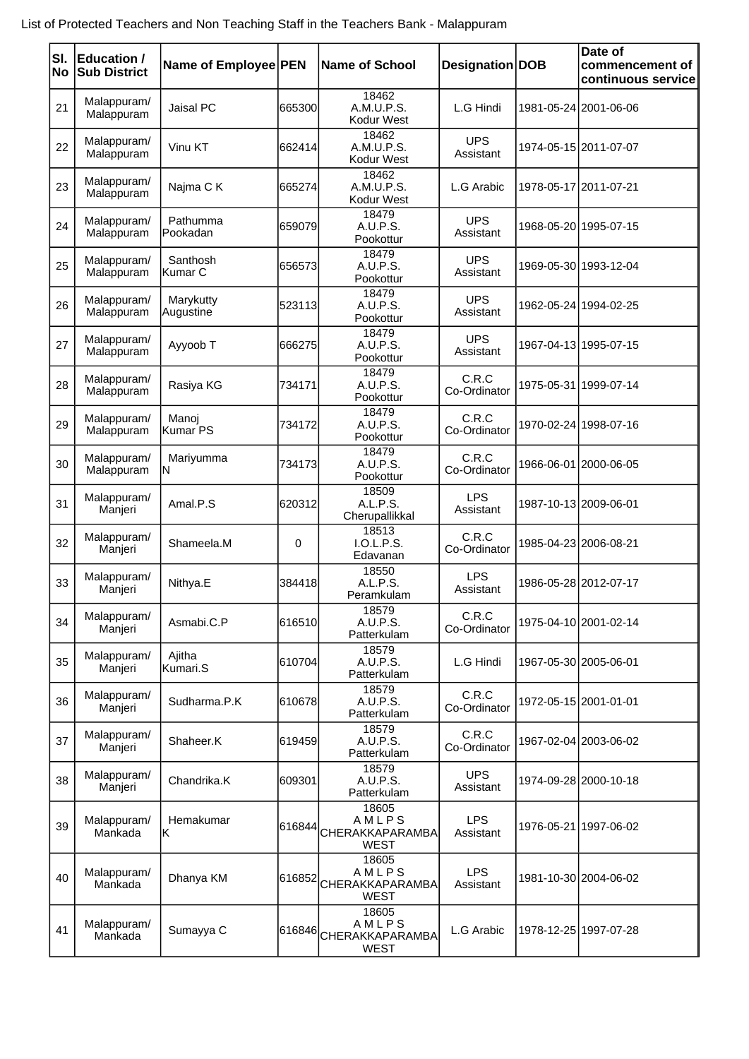List of Protected Teachers and Non Teaching Staff in the Teachers Bank - Malappuram

| Sl. No | Education / Sub District | Name of Employee | PEN | Name of School | Designation | DOB | Date of commencement of continuous service |
|---|---|---|---|---|---|---|---|
| 21 | Malappuram/ Malappuram | Jaisal PC | 665300 | 18462 A.M.U.P.S. Kodur West | L.G Hindi | 1981-05-24 | 2001-06-06 |
| 22 | Malappuram/ Malappuram | Vinu KT | 662414 | 18462 A.M.U.P.S. Kodur West | UPS Assistant | 1974-05-15 | 2011-07-07 |
| 23 | Malappuram/ Malappuram | Najma C K | 665274 | 18462 A.M.U.P.S. Kodur West | L.G Arabic | 1978-05-17 | 2011-07-21 |
| 24 | Malappuram/ Malappuram | Pathumma Pookadan | 659079 | 18479 A.U.P.S. Pookottur | UPS Assistant | 1968-05-20 | 1995-07-15 |
| 25 | Malappuram/ Malappuram | Santhosh Kumar C | 656573 | 18479 A.U.P.S. Pookottur | UPS Assistant | 1969-05-30 | 1993-12-04 |
| 26 | Malappuram/ Malappuram | Marykutty Augustine | 523113 | 18479 A.U.P.S. Pookottur | UPS Assistant | 1962-05-24 | 1994-02-25 |
| 27 | Malappuram/ Malappuram | Ayyoob T | 666275 | 18479 A.U.P.S. Pookottur | UPS Assistant | 1967-04-13 | 1995-07-15 |
| 28 | Malappuram/ Malappuram | Rasiya KG | 734171 | 18479 A.U.P.S. Pookottur | C.R.C Co-Ordinator | 1975-05-31 | 1999-07-14 |
| 29 | Malappuram/ Malappuram | Manoj Kumar PS | 734172 | 18479 A.U.P.S. Pookottur | C.R.C Co-Ordinator | 1970-02-24 | 1998-07-16 |
| 30 | Malappuram/ Malappuram | Mariyumma N | 734173 | 18479 A.U.P.S. Pookottur | C.R.C Co-Ordinator | 1966-06-01 | 2000-06-05 |
| 31 | Malappuram/ Manjeri | Amal.P.S | 620312 | 18509 A.L.P.S. Cherupallikkal | LPS Assistant | 1987-10-13 | 2009-06-01 |
| 32 | Malappuram/ Manjeri | Shameela.M | 0 | 18513 I.O.L.P.S. Edavanan | C.R.C Co-Ordinator | 1985-04-23 | 2006-08-21 |
| 33 | Malappuram/ Manjeri | Nithya.E | 384418 | 18550 A.L.P.S. Peramkulam | LPS Assistant | 1986-05-28 | 2012-07-17 |
| 34 | Malappuram/ Manjeri | Asmabi.C.P | 616510 | 18579 A.U.P.S. Patterkulam | C.R.C Co-Ordinator | 1975-04-10 | 2001-02-14 |
| 35 | Malappuram/ Manjeri | Ajitha Kumari.S | 610704 | 18579 A.U.P.S. Patterkulam | L.G Hindi | 1967-05-30 | 2005-06-01 |
| 36 | Malappuram/ Manjeri | Sudharma.P.K | 610678 | 18579 A.U.P.S. Patterkulam | C.R.C Co-Ordinator | 1972-05-15 | 2001-01-01 |
| 37 | Malappuram/ Manjeri | Shaheer.K | 619459 | 18579 A.U.P.S. Patterkulam | C.R.C Co-Ordinator | 1967-02-04 | 2003-06-02 |
| 38 | Malappuram/ Manjeri | Chandrika.K | 609301 | 18579 A.U.P.S. Patterkulam | UPS Assistant | 1974-09-28 | 2000-10-18 |
| 39 | Malappuram/ Mankada | Hemakumar K | 616844 | 18605 A M L P S CHERAKKAPARAMBA WEST | LPS Assistant | 1976-05-21 | 1997-06-02 |
| 40 | Malappuram/ Mankada | Dhanya KM | 616852 | 18605 A M L P S CHERAKKAPARAMBA WEST | LPS Assistant | 1981-10-30 | 2004-06-02 |
| 41 | Malappuram/ Mankada | Sumayya C | 616846 | 18605 A M L P S CHERAKKAPARAMBA WEST | L.G Arabic | 1978-12-25 | 1997-07-28 |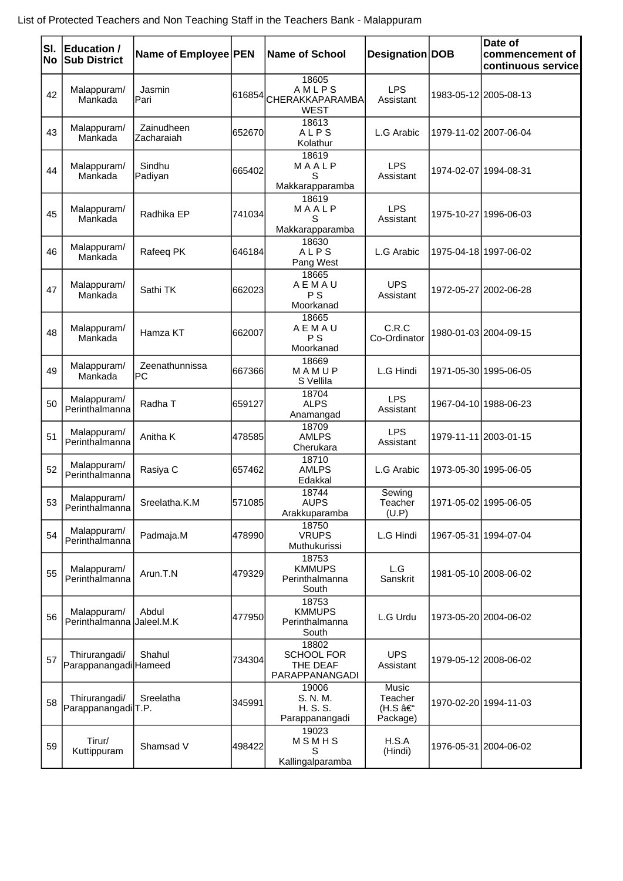List of Protected Teachers and Non Teaching Staff in the Teachers Bank - Malappuram

| Sl. No | Education / Sub District | Name of Employee | PEN | Name of School | Designation | DOB | Date of commencement of continuous service |
|---|---|---|---|---|---|---|---|
| 42 | Malappuram/ Mankada | Jasmin Pari | 616854 | 18605 A M L P S CHERAKKAPARAMBA WEST | LPS Assistant | 1983-05-12 | 2005-08-13 |
| 43 | Malappuram/ Mankada | Zainudheen Zacharaiah | 652670 | 18613 A L P S Kolathur | L.G Arabic | 1979-11-02 | 2007-06-04 |
| 44 | Malappuram/ Mankada | Sindhu Padiyan | 665402 | 18619 M A A L P S Makkarapparamba | LPS Assistant | 1974-02-07 | 1994-08-31 |
| 45 | Malappuram/ Mankada | Radhika EP | 741034 | 18619 M A A L P S Makkarapparamba | LPS Assistant | 1975-10-27 | 1996-06-03 |
| 46 | Malappuram/ Mankada | Rafeeq PK | 646184 | 18630 A L P S Pang West | L.G Arabic | 1975-04-18 | 1997-06-02 |
| 47 | Malappuram/ Mankada | Sathi TK | 662023 | 18665 A E M A U P S Moorkanad | UPS Assistant | 1972-05-27 | 2002-06-28 |
| 48 | Malappuram/ Mankada | Hamza KT | 662007 | 18665 A E M A U P S Moorkanad | C.R.C Co-Ordinator | 1980-01-03 | 2004-09-15 |
| 49 | Malappuram/ Mankada | Zeenathunnissa PC | 667366 | 18669 M A M U P S Vellila | L.G Hindi | 1971-05-30 | 1995-06-05 |
| 50 | Malappuram/ Perinthalmanna | Radha T | 659127 | 18704 ALPS Anamangad | LPS Assistant | 1967-04-10 | 1988-06-23 |
| 51 | Malappuram/ Perinthalmanna | Anitha K | 478585 | 18709 AMLPS Cherukara | LPS Assistant | 1979-11-11 | 2003-01-15 |
| 52 | Malappuram/ Perinthalmanna | Rasiya C | 657462 | 18710 AMLPS Edakkal | L.G Arabic | 1973-05-30 | 1995-06-05 |
| 53 | Malappuram/ Perinthalmanna | Sreelatha.K.M | 571085 | 18744 AUPS Arakkuparamba | Sewing Teacher (U.P) | 1971-05-02 | 1995-06-05 |
| 54 | Malappuram/ Perinthalmanna | Padmaja.M | 478990 | 18750 VRUPS Muthukurissi | L.G Hindi | 1967-05-31 | 1994-07-04 |
| 55 | Malappuram/ Perinthalmanna | Arun.T.N | 479329 | 18753 KMMUPS Perinthalmanna South | L.G Sanskrit | 1981-05-10 | 2008-06-02 |
| 56 | Malappuram/ Perinthalmanna | Abdul Jaleel.M.K | 477950 | 18753 KMMUPS Perinthalmanna South | L.G Urdu | 1973-05-20 | 2004-06-02 |
| 57 | Thirurangadi/ Parappanangadi | Shahul Hameed | 734304 | 18802 SCHOOL FOR THE DEAF PARAPPANANGADI | UPS Assistant | 1979-05-12 | 2008-06-02 |
| 58 | Thirurangadi/ Parappanangadi | Sreelatha T.P. | 345991 | 19006 S. N. M. H. S. S. Parappanangadi | Music Teacher (H.S â€“ Package) | 1970-02-20 | 1994-11-03 |
| 59 | Tirur/ Kuttippuram | Shamsad V | 498422 | 19023 M S M H S S Kallingalparamba | H.S.A (Hindi) | 1976-05-31 | 2004-06-02 |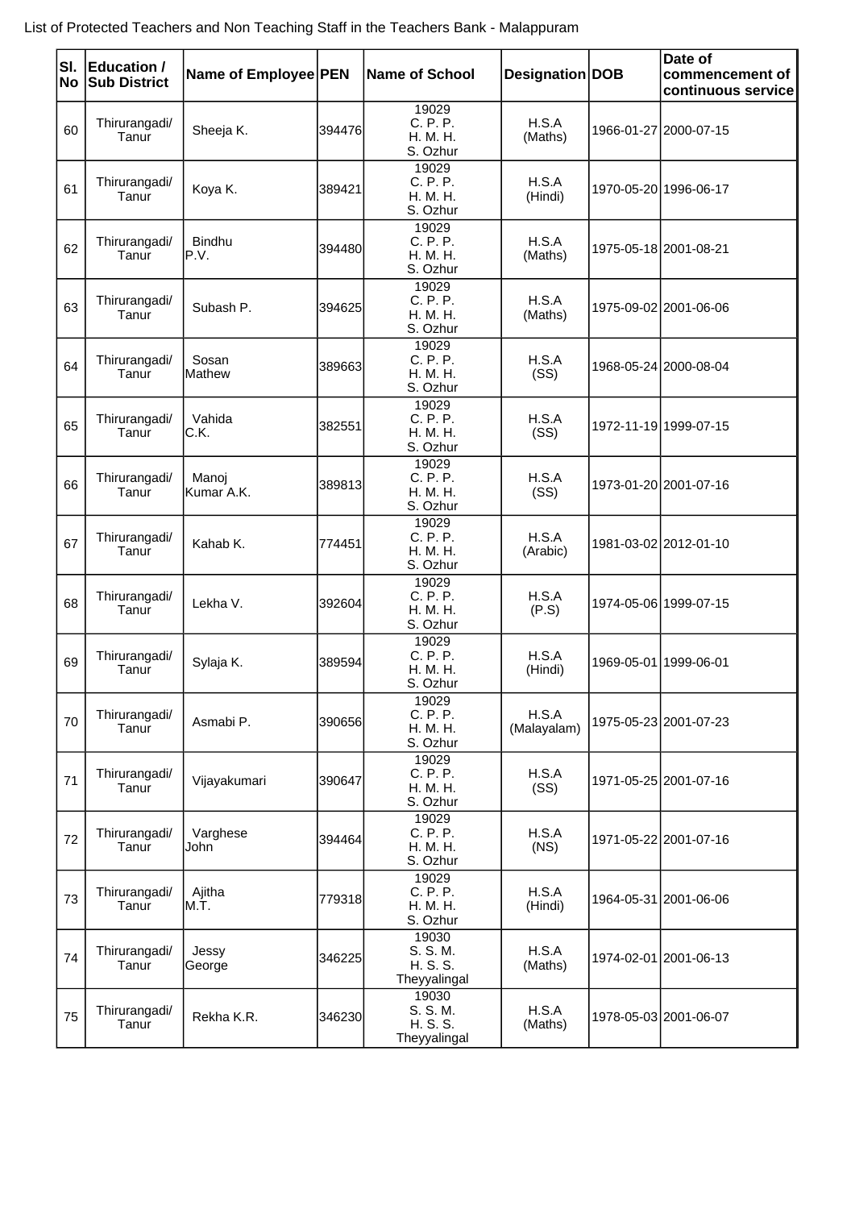List of Protected Teachers and Non Teaching Staff in the Teachers Bank - Malappuram

| Sl. No | Education / Sub District | Name of Employee | PEN | Name of School | Designation | DOB | Date of commencement of continuous service |
|---|---|---|---|---|---|---|---|
| 60 | Thirurangadi/ Tanur | Sheeja K. | 394476 | 19029 C. P. P. H. M. H. S. Ozhur | H.S.A (Maths) | 1966-01-27 | 2000-07-15 |
| 61 | Thirurangadi/ Tanur | Koya K. | 389421 | 19029 C. P. P. H. M. H. S. Ozhur | H.S.A (Hindi) | 1970-05-20 | 1996-06-17 |
| 62 | Thirurangadi/ Tanur | Bindhu P.V. | 394480 | 19029 C. P. P. H. M. H. S. Ozhur | H.S.A (Maths) | 1975-05-18 | 2001-08-21 |
| 63 | Thirurangadi/ Tanur | Subash P. | 394625 | 19029 C. P. P. H. M. H. S. Ozhur | H.S.A (Maths) | 1975-09-02 | 2001-06-06 |
| 64 | Thirurangadi/ Tanur | Sosan Mathew | 389663 | 19029 C. P. P. H. M. H. S. Ozhur | H.S.A (SS) | 1968-05-24 | 2000-08-04 |
| 65 | Thirurangadi/ Tanur | Vahida C.K. | 382551 | 19029 C. P. P. H. M. H. S. Ozhur | H.S.A (SS) | 1972-11-19 | 1999-07-15 |
| 66 | Thirurangadi/ Tanur | Manoj Kumar A.K. | 389813 | 19029 C. P. P. H. M. H. S. Ozhur | H.S.A (SS) | 1973-01-20 | 2001-07-16 |
| 67 | Thirurangadi/ Tanur | Kahab K. | 774451 | 19029 C. P. P. H. M. H. S. Ozhur | H.S.A (Arabic) | 1981-03-02 | 2012-01-10 |
| 68 | Thirurangadi/ Tanur | Lekha V. | 392604 | 19029 C. P. P. H. M. H. S. Ozhur | H.S.A (P.S) | 1974-05-06 | 1999-07-15 |
| 69 | Thirurangadi/ Tanur | Sylaja K. | 389594 | 19029 C. P. P. H. M. H. S. Ozhur | H.S.A (Hindi) | 1969-05-01 | 1999-06-01 |
| 70 | Thirurangadi/ Tanur | Asmabi P. | 390656 | 19029 C. P. P. H. M. H. S. Ozhur | H.S.A (Malayalam) | 1975-05-23 | 2001-07-23 |
| 71 | Thirurangadi/ Tanur | Vijayakumari | 390647 | 19029 C. P. P. H. M. H. S. Ozhur | H.S.A (SS) | 1971-05-25 | 2001-07-16 |
| 72 | Thirurangadi/ Tanur | Varghese John | 394464 | 19029 C. P. P. H. M. H. S. Ozhur | H.S.A (NS) | 1971-05-22 | 2001-07-16 |
| 73 | Thirurangadi/ Tanur | Ajitha M.T. | 779318 | 19029 C. P. P. H. M. H. S. Ozhur | H.S.A (Hindi) | 1964-05-31 | 2001-06-06 |
| 74 | Thirurangadi/ Tanur | Jessy George | 346225 | 19030 S. S. M. H. S. S. Theyyalingal | H.S.A (Maths) | 1974-02-01 | 2001-06-13 |
| 75 | Thirurangadi/ Tanur | Rekha K.R. | 346230 | 19030 S. S. M. H. S. S. Theyyalingal | H.S.A (Maths) | 1978-05-03 | 2001-06-07 |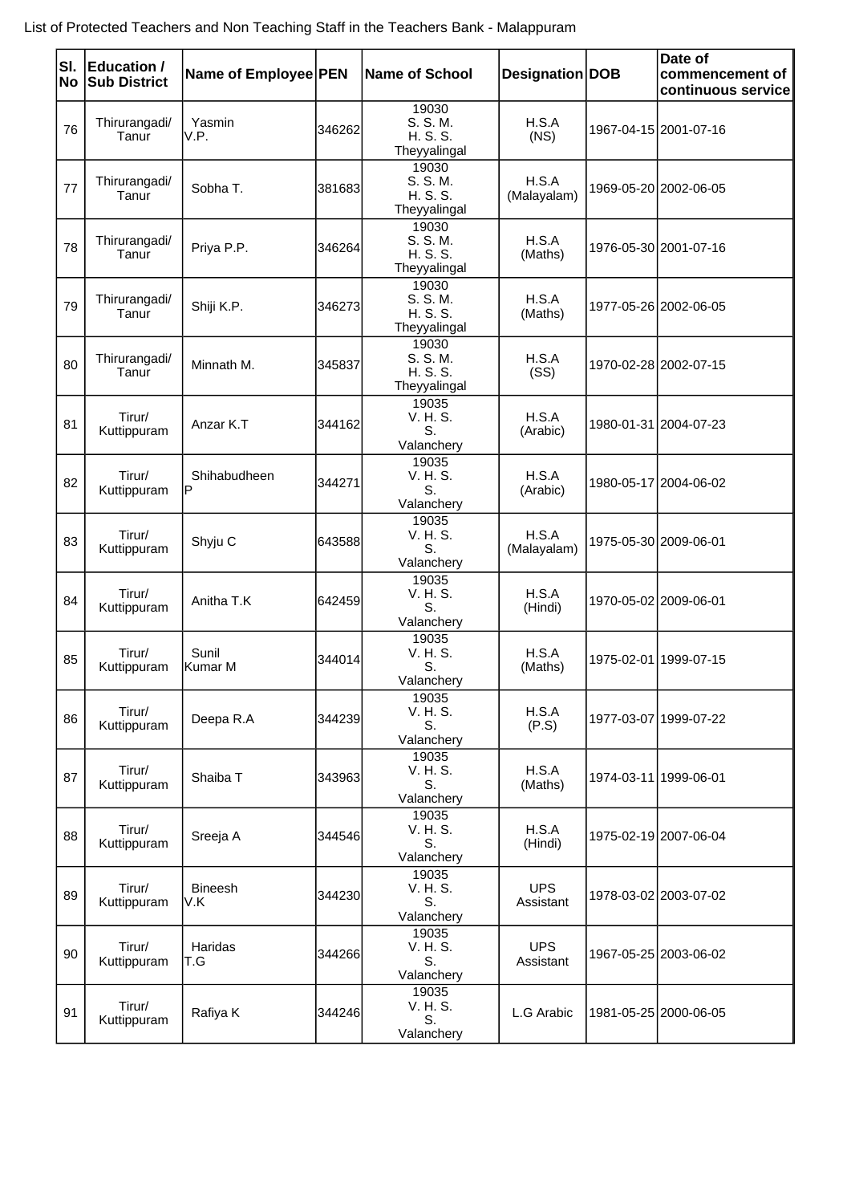List of Protected Teachers and Non Teaching Staff in the Teachers Bank - Malappuram

| Sl. No | Education / Sub District | Name of Employee | PEN | Name of School | Designation | DOB | Date of commencement of continuous service |
|---|---|---|---|---|---|---|---|
| 76 | Thirurangadi/ Tanur | Yasmin V.P. | 346262 | 19030 S. S. M. H. S. S. Theyyalingal | H.S.A (NS) | 1967-04-15 | 2001-07-16 |
| 77 | Thirurangadi/ Tanur | Sobha T. | 381683 | 19030 S. S. M. H. S. S. Theyyalingal | H.S.A (Malayalam) | 1969-05-20 | 2002-06-05 |
| 78 | Thirurangadi/ Tanur | Priya P.P. | 346264 | 19030 S. S. M. H. S. S. Theyyalingal | H.S.A (Maths) | 1976-05-30 | 2001-07-16 |
| 79 | Thirurangadi/ Tanur | Shiji K.P. | 346273 | 19030 S. S. M. H. S. S. Theyyalingal | H.S.A (Maths) | 1977-05-26 | 2002-06-05 |
| 80 | Thirurangadi/ Tanur | Minnath M. | 345837 | 19030 S. S. M. H. S. S. Theyyalingal | H.S.A (SS) | 1970-02-28 | 2002-07-15 |
| 81 | Tirur/ Kuttippuram | Anzar K.T | 344162 | 19035 V. H. S. S. Valanchery | H.S.A (Arabic) | 1980-01-31 | 2004-07-23 |
| 82 | Tirur/ Kuttippuram | Shihabudheen P | 344271 | 19035 V. H. S. S. Valanchery | H.S.A (Arabic) | 1980-05-17 | 2004-06-02 |
| 83 | Tirur/ Kuttippuram | Shyju C | 643588 | 19035 V. H. S. S. Valanchery | H.S.A (Malayalam) | 1975-05-30 | 2009-06-01 |
| 84 | Tirur/ Kuttippuram | Anitha T.K | 642459 | 19035 V. H. S. S. Valanchery | H.S.A (Hindi) | 1970-05-02 | 2009-06-01 |
| 85 | Tirur/ Kuttippuram | Sunil Kumar M | 344014 | 19035 V. H. S. S. Valanchery | H.S.A (Maths) | 1975-02-01 | 1999-07-15 |
| 86 | Tirur/ Kuttippuram | Deepa R.A | 344239 | 19035 V. H. S. S. Valanchery | H.S.A (P.S) | 1977-03-07 | 1999-07-22 |
| 87 | Tirur/ Kuttippuram | Shaiba T | 343963 | 19035 V. H. S. S. Valanchery | H.S.A (Maths) | 1974-03-11 | 1999-06-01 |
| 88 | Tirur/ Kuttippuram | Sreeja A | 344546 | 19035 V. H. S. S. Valanchery | H.S.A (Hindi) | 1975-02-19 | 2007-06-04 |
| 89 | Tirur/ Kuttippuram | Bineesh V.K | 344230 | 19035 V. H. S. S. Valanchery | UPS Assistant | 1978-03-02 | 2003-07-02 |
| 90 | Tirur/ Kuttippuram | Haridas T.G | 344266 | 19035 V. H. S. S. Valanchery | UPS Assistant | 1967-05-25 | 2003-06-02 |
| 91 | Tirur/ Kuttippuram | Rafiya K | 344246 | 19035 V. H. S. S. Valanchery | L.G Arabic | 1981-05-25 | 2000-06-05 |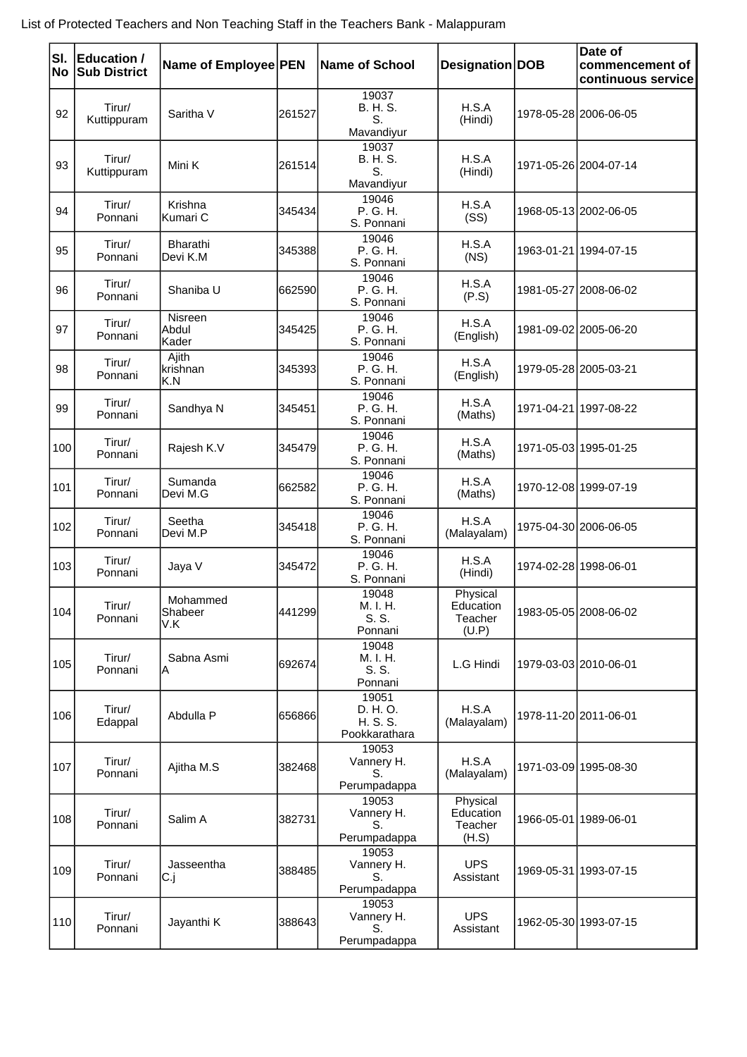List of Protected Teachers and Non Teaching Staff in the Teachers Bank - Malappuram

| Sl. No | Education / Sub District | Name of Employee | PEN | Name of School | Designation | DOB | Date of commencement of continuous service |
|---|---|---|---|---|---|---|---|
| 92 | Tirur/ Kuttippuram | Saritha V | 261527 | 19037 B. H. S. S. Mavandiyur | H.S.A (Hindi) | 1978-05-28 | 2006-06-05 |
| 93 | Tirur/ Kuttippuram | Mini K | 261514 | 19037 B. H. S. S. Mavandiyur | H.S.A (Hindi) | 1971-05-26 | 2004-07-14 |
| 94 | Tirur/ Ponnani | Krishna Kumari C | 345434 | 19046 P. G. H. S. Ponnani | H.S.A (SS) | 1968-05-13 | 2002-06-05 |
| 95 | Tirur/ Ponnani | Bharathi Devi K.M | 345388 | 19046 P. G. H. S. Ponnani | H.S.A (NS) | 1963-01-21 | 1994-07-15 |
| 96 | Tirur/ Ponnani | Shaniba U | 662590 | 19046 P. G. H. S. Ponnani | H.S.A (P.S) | 1981-05-27 | 2008-06-02 |
| 97 | Tirur/ Ponnani | Nisreen Abdul Kader | 345425 | 19046 P. G. H. S. Ponnani | H.S.A (English) | 1981-09-02 | 2005-06-20 |
| 98 | Tirur/ Ponnani | Ajith krishnan K.N | 345393 | 19046 P. G. H. S. Ponnani | H.S.A (English) | 1979-05-28 | 2005-03-21 |
| 99 | Tirur/ Ponnani | Sandhya N | 345451 | 19046 P. G. H. S. Ponnani | H.S.A (Maths) | 1971-04-21 | 1997-08-22 |
| 100 | Tirur/ Ponnani | Rajesh K.V | 345479 | 19046 P. G. H. S. Ponnani | H.S.A (Maths) | 1971-05-03 | 1995-01-25 |
| 101 | Tirur/ Ponnani | Sumanda Devi M.G | 662582 | 19046 P. G. H. S. Ponnani | H.S.A (Maths) | 1970-12-08 | 1999-07-19 |
| 102 | Tirur/ Ponnani | Seetha Devi M.P | 345418 | 19046 P. G. H. S. Ponnani | H.S.A (Malayalam) | 1975-04-30 | 2006-06-05 |
| 103 | Tirur/ Ponnani | Jaya V | 345472 | 19046 P. G. H. S. Ponnani | H.S.A (Hindi) | 1974-02-28 | 1998-06-01 |
| 104 | Tirur/ Ponnani | Mohammed Shabeer V.K | 441299 | 19048 M. I. H. S. S. Ponnani | Physical Education Teacher (U.P) | 1983-05-05 | 2008-06-02 |
| 105 | Tirur/ Ponnani | Sabna Asmi A | 692674 | 19048 M. I. H. S. S. Ponnani | L.G Hindi | 1979-03-03 | 2010-06-01 |
| 106 | Tirur/ Edappal | Abdulla P | 656866 | 19051 D. H. O. H. S. S. Pookkarathara | H.S.A (Malayalam) | 1978-11-20 | 2011-06-01 |
| 107 | Tirur/ Ponnani | Ajitha M.S | 382468 | 19053 Vannery H. S. Perumpadappa | H.S.A (Malayalam) | 1971-03-09 | 1995-08-30 |
| 108 | Tirur/ Ponnani | Salim A | 382731 | 19053 Vannery H. S. Perumpadappa | Physical Education Teacher (H.S) | 1966-05-01 | 1989-06-01 |
| 109 | Tirur/ Ponnani | Jasseentha C.j | 388485 | 19053 Vannery H. S. Perumpadappa | UPS Assistant | 1969-05-31 | 1993-07-15 |
| 110 | Tirur/ Ponnani | Jayanthi K | 388643 | 19053 Vannery H. S. Perumpadappa | UPS Assistant | 1962-05-30 | 1993-07-15 |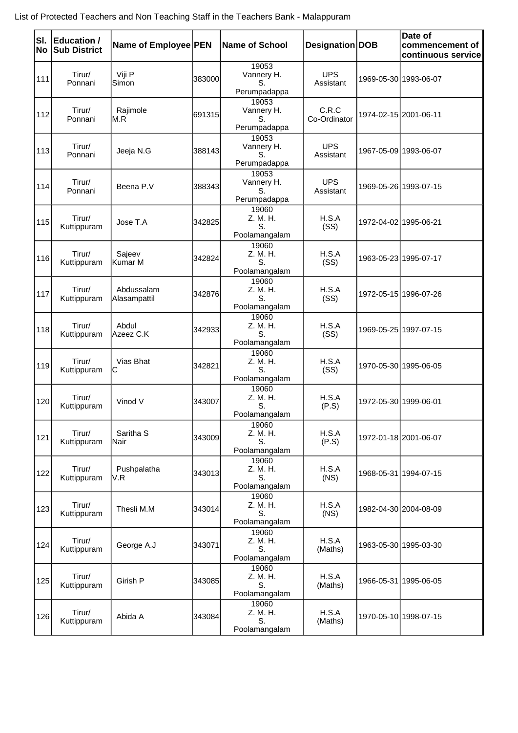List of Protected Teachers and Non Teaching Staff in the Teachers Bank - Malappuram

| Sl. No | Education / Sub District | Name of Employee | PEN | Name of School | Designation | DOB | Date of commencement of continuous service |
|---|---|---|---|---|---|---|---|
| 111 | Tirur/ Ponnani | Viji P Simon | 383000 | 19053 Vannery H. S. Perumpadappa | UPS Assistant | 1969-05-30 | 1993-06-07 |
| 112 | Tirur/ Ponnani | Rajimole M.R | 691315 | 19053 Vannery H. S. Perumpadappa | C.R.C Co-Ordinator | 1974-02-15 | 2001-06-11 |
| 113 | Tirur/ Ponnani | Jeeja N.G | 388143 | 19053 Vannery H. S. Perumpadappa | UPS Assistant | 1967-05-09 | 1993-06-07 |
| 114 | Tirur/ Ponnani | Beena P.V | 388343 | 19053 Vannery H. S. Perumpadappa | UPS Assistant | 1969-05-26 | 1993-07-15 |
| 115 | Tirur/ Kuttippuram | Jose T.A | 342825 | 19060 Z. M. H. S. Poolamangalam | H.S.A (SS) | 1972-04-02 | 1995-06-21 |
| 116 | Tirur/ Kuttippuram | Sajeev Kumar M | 342824 | 19060 Z. M. H. S. Poolamangalam | H.S.A (SS) | 1963-05-23 | 1995-07-17 |
| 117 | Tirur/ Kuttippuram | Abdussalam Alasampattil | 342876 | 19060 Z. M. H. S. Poolamangalam | H.S.A (SS) | 1972-05-15 | 1996-07-26 |
| 118 | Tirur/ Kuttippuram | Abdul Azeez C.K | 342933 | 19060 Z. M. H. S. Poolamangalam | H.S.A (SS) | 1969-05-25 | 1997-07-15 |
| 119 | Tirur/ Kuttippuram | Vias Bhat C | 342821 | 19060 Z. M. H. S. Poolamangalam | H.S.A (SS) | 1970-05-30 | 1995-06-05 |
| 120 | Tirur/ Kuttippuram | Vinod V | 343007 | 19060 Z. M. H. S. Poolamangalam | H.S.A (P.S) | 1972-05-30 | 1999-06-01 |
| 121 | Tirur/ Kuttippuram | Saritha S Nair | 343009 | 19060 Z. M. H. S. Poolamangalam | H.S.A (P.S) | 1972-01-18 | 2001-06-07 |
| 122 | Tirur/ Kuttippuram | Pushpalatha V.R | 343013 | 19060 Z. M. H. S. Poolamangalam | H.S.A (NS) | 1968-05-31 | 1994-07-15 |
| 123 | Tirur/ Kuttippuram | Thesli M.M | 343014 | 19060 Z. M. H. S. Poolamangalam | H.S.A (NS) | 1982-04-30 | 2004-08-09 |
| 124 | Tirur/ Kuttippuram | George A.J | 343071 | 19060 Z. M. H. S. Poolamangalam | H.S.A (Maths) | 1963-05-30 | 1995-03-30 |
| 125 | Tirur/ Kuttippuram | Girish P | 343085 | 19060 Z. M. H. S. Poolamangalam | H.S.A (Maths) | 1966-05-31 | 1995-06-05 |
| 126 | Tirur/ Kuttippuram | Abida A | 343084 | 19060 Z. M. H. S. Poolamangalam | H.S.A (Maths) | 1970-05-10 | 1998-07-15 |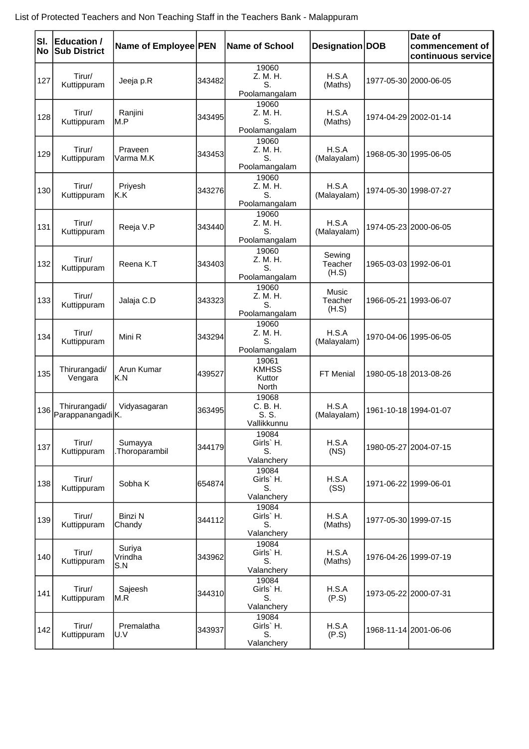List of Protected Teachers and Non Teaching Staff in the Teachers Bank - Malappuram

| Sl. No | Education / Sub District | Name of Employee | PEN | Name of School | Designation | DOB | Date of commencement of continuous service |
|---|---|---|---|---|---|---|---|
| 127 | Tirur/ Kuttippuram | Jeeja p.R | 343482 | 19060 Z. M. H. S. Poolamangalam | H.S.A (Maths) | 1977-05-30 | 2000-06-05 |
| 128 | Tirur/ Kuttippuram | Ranjini M.P | 343495 | 19060 Z. M. H. S. Poolamangalam | H.S.A (Maths) | 1974-04-29 | 2002-01-14 |
| 129 | Tirur/ Kuttippuram | Praveen Varma M.K | 343453 | 19060 Z. M. H. S. Poolamangalam | H.S.A (Malayalam) | 1968-05-30 | 1995-06-05 |
| 130 | Tirur/ Kuttippuram | Priyesh K.K | 343276 | 19060 Z. M. H. S. Poolamangalam | H.S.A (Malayalam) | 1974-05-30 | 1998-07-27 |
| 131 | Tirur/ Kuttippuram | Reeja V.P | 343440 | 19060 Z. M. H. S. Poolamangalam | H.S.A (Malayalam) | 1974-05-23 | 2000-06-05 |
| 132 | Tirur/ Kuttippuram | Reena K.T | 343403 | 19060 Z. M. H. S. Poolamangalam | Sewing Teacher (H.S) | 1965-03-03 | 1992-06-01 |
| 133 | Tirur/ Kuttippuram | Jalaja C.D | 343323 | 19060 Z. M. H. S. Poolamangalam | Music Teacher (H.S) | 1966-05-21 | 1993-06-07 |
| 134 | Tirur/ Kuttippuram | Mini R | 343294 | 19060 Z. M. H. S. Poolamangalam | H.S.A (Malayalam) | 1970-04-06 | 1995-06-05 |
| 135 | Thirurangadi/ Vengara | Arun Kumar K.N | 439527 | 19061 KMHSS Kuttor North | FT Menial | 1980-05-18 | 2013-08-26 |
| 136 | Thirurangadi/ Parappanangadi | Vidyasagaran K. | 363495 | 19068 C. B. H. S. S. Vallikkunnu | H.S.A (Malayalam) | 1961-10-18 | 1994-01-07 |
| 137 | Tirur/ Kuttippuram | Sumayya .Thoroparambil | 344179 | 19084 Girls` H. S. Valanchery | H.S.A (NS) | 1980-05-27 | 2004-07-15 |
| 138 | Tirur/ Kuttippuram | Sobha K | 654874 | 19084 Girls` H. S. Valanchery | H.S.A (SS) | 1971-06-22 | 1999-06-01 |
| 139 | Tirur/ Kuttippuram | Binzi N Chandy | 344112 | 19084 Girls` H. S. Valanchery | H.S.A (Maths) | 1977-05-30 | 1999-07-15 |
| 140 | Tirur/ Kuttippuram | Suriya Vrindha S.N | 343962 | 19084 Girls` H. S. Valanchery | H.S.A (Maths) | 1976-04-26 | 1999-07-19 |
| 141 | Tirur/ Kuttippuram | Sajeesh M.R | 344310 | 19084 Girls` H. S. Valanchery | H.S.A (P.S) | 1973-05-22 | 2000-07-31 |
| 142 | Tirur/ Kuttippuram | Premalatha U.V | 343937 | 19084 Girls` H. S. Valanchery | H.S.A (P.S) | 1968-11-14 | 2001-06-06 |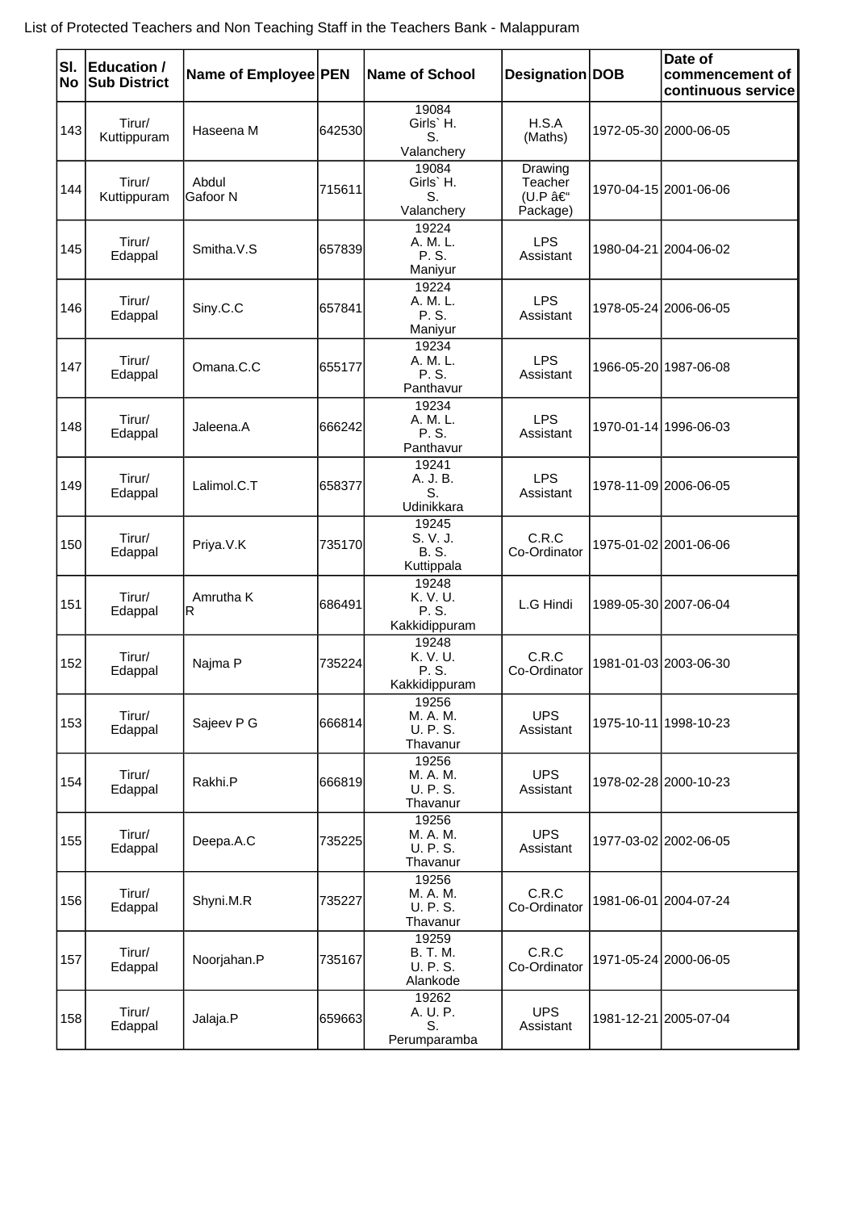List of Protected Teachers and Non Teaching Staff in the Teachers Bank - Malappuram

| Sl. No | Education / Sub District | Name of Employee | PEN | Name of School | Designation | DOB | Date of commencement of continuous service |
|---|---|---|---|---|---|---|---|
| 143 | Tirur/ Kuttippuram | Haseena M | 642530 | 19084 Girls` H. S. Valanchery | H.S.A (Maths) | 1972-05-30 | 2000-06-05 |
| 144 | Tirur/ Kuttippuram | Abdul Gafoor N | 715611 | 19084 Girls` H. S. Valanchery | Drawing Teacher (U.P â€“ Package) | 1970-04-15 | 2001-06-06 |
| 145 | Tirur/ Edappal | Smitha.V.S | 657839 | 19224 A. M. L. P. S. Maniyur | LPS Assistant | 1980-04-21 | 2004-06-02 |
| 146 | Tirur/ Edappal | Siny.C.C | 657841 | 19224 A. M. L. P. S. Maniyur | LPS Assistant | 1978-05-24 | 2006-06-05 |
| 147 | Tirur/ Edappal | Omana.C.C | 655177 | 19234 A. M. L. P. S. Panthavur | LPS Assistant | 1966-05-20 | 1987-06-08 |
| 148 | Tirur/ Edappal | Jaleena.A | 666242 | 19234 A. M. L. P. S. Panthavur | LPS Assistant | 1970-01-14 | 1996-06-03 |
| 149 | Tirur/ Edappal | Lalimol.C.T | 658377 | 19241 A. J. B. S. Udinikkara | LPS Assistant | 1978-11-09 | 2006-06-05 |
| 150 | Tirur/ Edappal | Priya.V.K | 735170 | 19245 S. V. J. B. S. Kuttippala | C.R.C Co-Ordinator | 1975-01-02 | 2001-06-06 |
| 151 | Tirur/ Edappal | Amrutha K R | 686491 | 19248 K. V. U. P. S. Kakkidippuram | L.G Hindi | 1989-05-30 | 2007-06-04 |
| 152 | Tirur/ Edappal | Najma P | 735224 | 19248 K. V. U. P. S. Kakkidippuram | C.R.C Co-Ordinator | 1981-01-03 | 2003-06-30 |
| 153 | Tirur/ Edappal | Sajeev P G | 666814 | 19256 M. A. M. U. P. S. Thavanur | UPS Assistant | 1975-10-11 | 1998-10-23 |
| 154 | Tirur/ Edappal | Rakhi.P | 666819 | 19256 M. A. M. U. P. S. Thavanur | UPS Assistant | 1978-02-28 | 2000-10-23 |
| 155 | Tirur/ Edappal | Deepa.A.C | 735225 | 19256 M. A. M. U. P. S. Thavanur | UPS Assistant | 1977-03-02 | 2002-06-05 |
| 156 | Tirur/ Edappal | Shyni.M.R | 735227 | 19256 M. A. M. U. P. S. Thavanur | C.R.C Co-Ordinator | 1981-06-01 | 2004-07-24 |
| 157 | Tirur/ Edappal | Noorjahan.P | 735167 | 19259 B. T. M. U. P. S. Alankode | C.R.C Co-Ordinator | 1971-05-24 | 2000-06-05 |
| 158 | Tirur/ Edappal | Jalaja.P | 659663 | 19262 A. U. P. S. Perumparamba | UPS Assistant | 1981-12-21 | 2005-07-04 |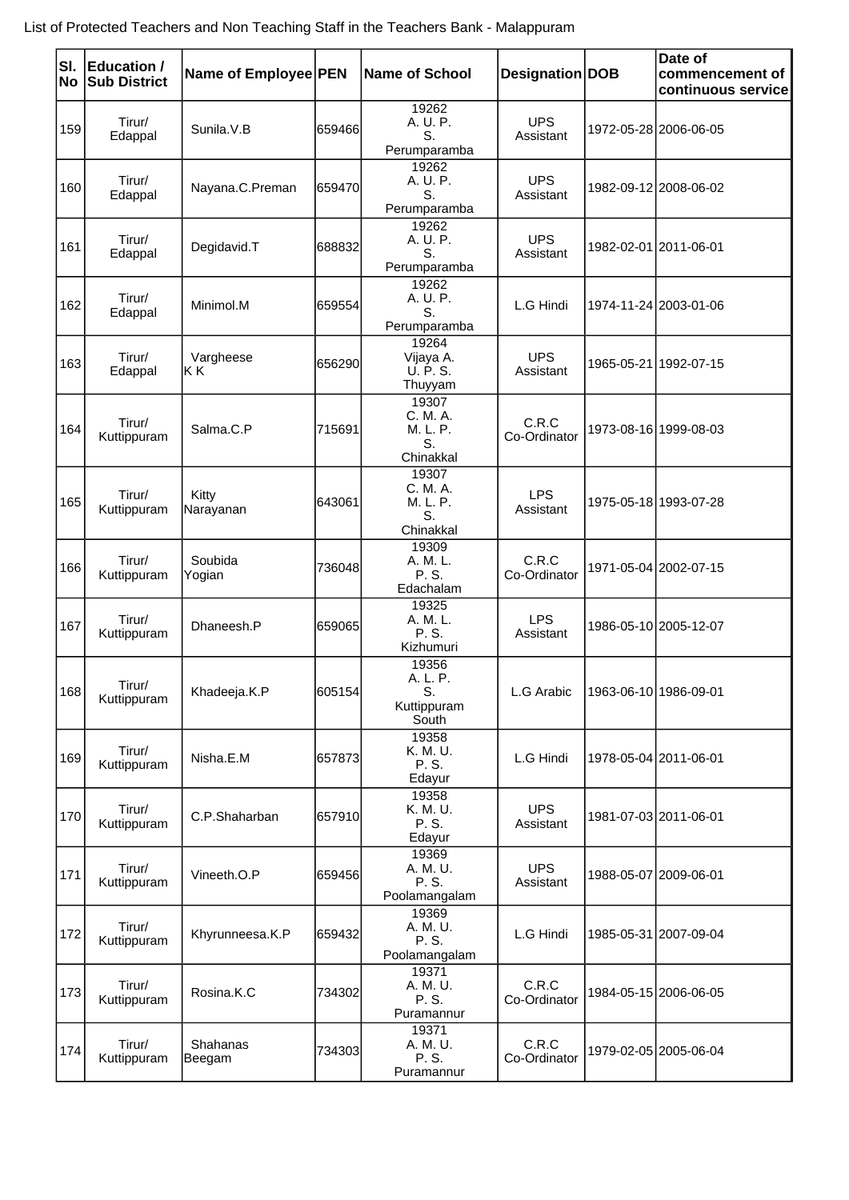List of Protected Teachers and Non Teaching Staff in the Teachers Bank - Malappuram

| Sl. No | Education / Sub District | Name of Employee | PEN | Name of School | Designation | DOB | Date of commencement of continuous service |
|---|---|---|---|---|---|---|---|
| 159 | Tirur/ Edappal | Sunila.V.B | 659466 | 19262 A. U. P. S. Perumparamba | UPS Assistant | 1972-05-28 | 2006-06-05 |
| 160 | Tirur/ Edappal | Nayana.C.Preman | 659470 | 19262 A. U. P. S. Perumparamba | UPS Assistant | 1982-09-12 | 2008-06-02 |
| 161 | Tirur/ Edappal | Degidavid.T | 688832 | 19262 A. U. P. S. Perumparamba | UPS Assistant | 1982-02-01 | 2011-06-01 |
| 162 | Tirur/ Edappal | Minimol.M | 659554 | 19262 A. U. P. S. Perumparamba | L.G Hindi | 1974-11-24 | 2003-01-06 |
| 163 | Tirur/ Edappal | Vargheese K K | 656290 | 19264 Vijaya A. U. P. S. Thuyyam | UPS Assistant | 1965-05-21 | 1992-07-15 |
| 164 | Tirur/ Kuttippuram | Salma.C.P | 715691 | 19307 C. M. A. M. L. P. S. Chinakkal | C.R.C Co-Ordinator | 1973-08-16 | 1999-08-03 |
| 165 | Tirur/ Kuttippuram | Kitty Narayanan | 643061 | 19307 C. M. A. M. L. P. S. Chinakkal | LPS Assistant | 1975-05-18 | 1993-07-28 |
| 166 | Tirur/ Kuttippuram | Soubida Yogian | 736048 | 19309 A. M. L. P. S. Edachalam | C.R.C Co-Ordinator | 1971-05-04 | 2002-07-15 |
| 167 | Tirur/ Kuttippuram | Dhaneesh.P | 659065 | 19325 A. M. L. P. S. Kizhumuri | LPS Assistant | 1986-05-10 | 2005-12-07 |
| 168 | Tirur/ Kuttippuram | Khadeeja.K.P | 605154 | 19356 A. L. P. S. Kuttippuram South | L.G Arabic | 1963-06-10 | 1986-09-01 |
| 169 | Tirur/ Kuttippuram | Nisha.E.M | 657873 | 19358 K. M. U. P. S. Edayur | L.G Hindi | 1978-05-04 | 2011-06-01 |
| 170 | Tirur/ Kuttippuram | C.P.Shaharban | 657910 | 19358 K. M. U. P. S. Edayur | UPS Assistant | 1981-07-03 | 2011-06-01 |
| 171 | Tirur/ Kuttippuram | Vineeth.O.P | 659456 | 19369 A. M. U. P. S. Poolamangalam | UPS Assistant | 1988-05-07 | 2009-06-01 |
| 172 | Tirur/ Kuttippuram | Khyrunneesa.K.P | 659432 | 19369 A. M. U. P. S. Poolamangalam | L.G Hindi | 1985-05-31 | 2007-09-04 |
| 173 | Tirur/ Kuttippuram | Rosina.K.C | 734302 | 19371 A. M. U. P. S. Puramannur | C.R.C Co-Ordinator | 1984-05-15 | 2006-06-05 |
| 174 | Tirur/ Kuttippuram | Shahanas Beegam | 734303 | 19371 A. M. U. P. S. Puramannur | C.R.C Co-Ordinator | 1979-02-05 | 2005-06-04 |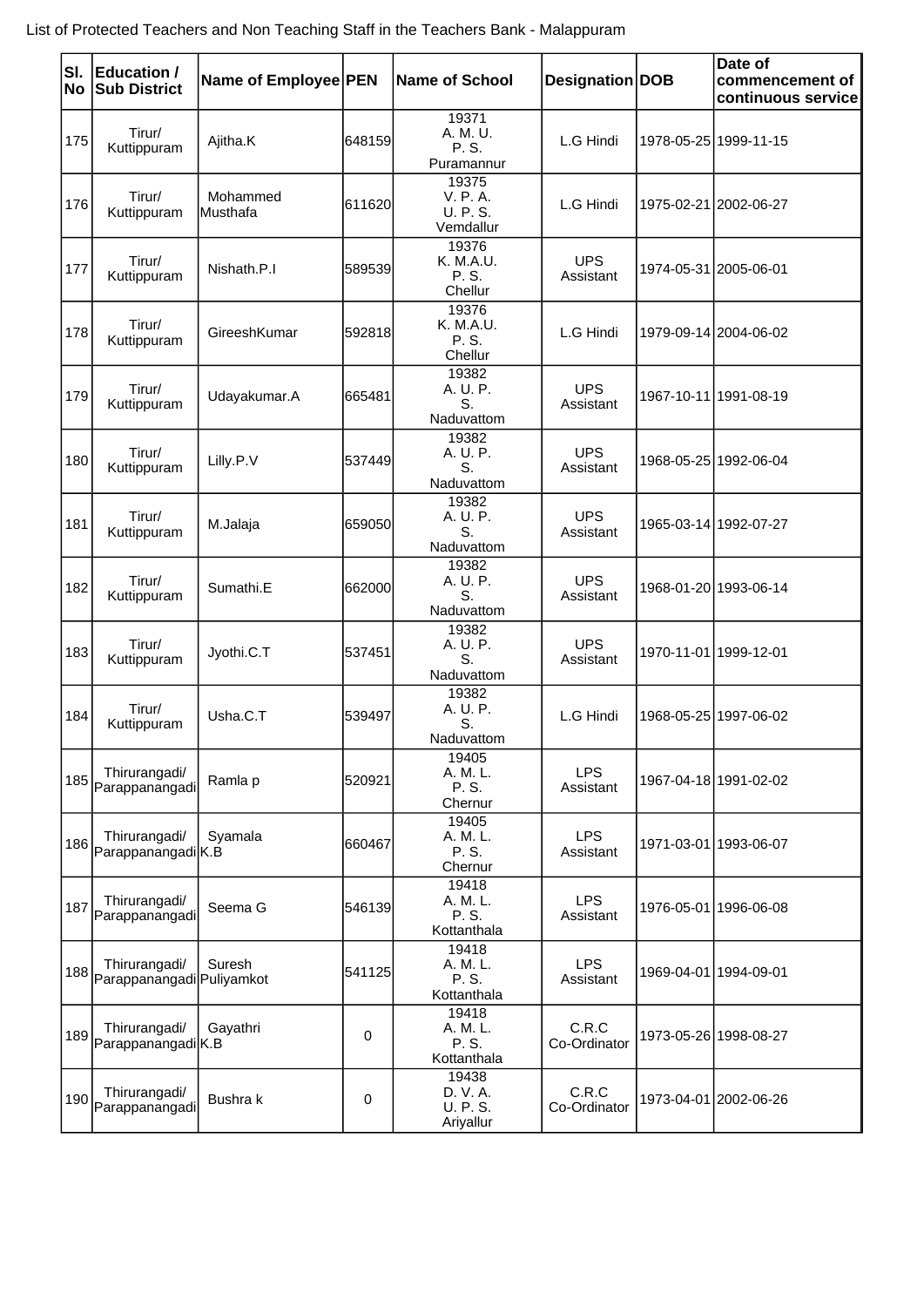List of Protected Teachers and Non Teaching Staff in the Teachers Bank - Malappuram

| Sl. No | Education / Sub District | Name of Employee | PEN | Name of School | Designation | DOB | Date of commencement of continuous service |
|---|---|---|---|---|---|---|---|
| 175 | Tirur/ Kuttippuram | Ajitha.K | 648159 | 19371 A. M. U. P. S. Puramannur | L.G Hindi | 1978-05-25 | 1999-11-15 |
| 176 | Tirur/ Kuttippuram | Mohammed Musthafa | 611620 | 19375 V. P. A. U. P. S. Vemdallur | L.G Hindi | 1975-02-21 | 2002-06-27 |
| 177 | Tirur/ Kuttippuram | Nishath.P.I | 589539 | 19376 K. M.A.U. P. S. Chellur | UPS Assistant | 1974-05-31 | 2005-06-01 |
| 178 | Tirur/ Kuttippuram | GireeshKumar | 592818 | 19376 K. M.A.U. P. S. Chellur | L.G Hindi | 1979-09-14 | 2004-06-02 |
| 179 | Tirur/ Kuttippuram | Udayakumar.A | 665481 | 19382 A. U. P. S. Naduvattom | UPS Assistant | 1967-10-11 | 1991-08-19 |
| 180 | Tirur/ Kuttippuram | Lilly.P.V | 537449 | 19382 A. U. P. S. Naduvattom | UPS Assistant | 1968-05-25 | 1992-06-04 |
| 181 | Tirur/ Kuttippuram | M.Jalaja | 659050 | 19382 A. U. P. S. Naduvattom | UPS Assistant | 1965-03-14 | 1992-07-27 |
| 182 | Tirur/ Kuttippuram | Sumathi.E | 662000 | 19382 A. U. P. S. Naduvattom | UPS Assistant | 1968-01-20 | 1993-06-14 |
| 183 | Tirur/ Kuttippuram | Jyothi.C.T | 537451 | 19382 A. U. P. S. Naduvattom | UPS Assistant | 1970-11-01 | 1999-12-01 |
| 184 | Tirur/ Kuttippuram | Usha.C.T | 539497 | 19382 A. U. P. S. Naduvattom | L.G Hindi | 1968-05-25 | 1997-06-02 |
| 185 | Thirurangadi/ Parappanangadi | Ramla p | 520921 | 19405 A. M. L. P. S. Chernur | LPS Assistant | 1967-04-18 | 1991-02-02 |
| 186 | Thirurangadi/ Parappanangadi | Syamala K.B | 660467 | 19405 A. M. L. P. S. Chernur | LPS Assistant | 1971-03-01 | 1993-06-07 |
| 187 | Thirurangadi/ Parappanangadi | Seema G | 546139 | 19418 A. M. L. P. S. Kottanthala | LPS Assistant | 1976-05-01 | 1996-06-08 |
| 188 | Thirurangadi/ Parappanangadi | Suresh Puliyamkot | 541125 | 19418 A. M. L. P. S. Kottanthala | LPS Assistant | 1969-04-01 | 1994-09-01 |
| 189 | Thirurangadi/ Parappanangadi | Gayathri K.B | 0 | 19418 A. M. L. P. S. Kottanthala | C.R.C Co-Ordinator | 1973-05-26 | 1998-08-27 |
| 190 | Thirurangadi/ Parappanangadi | Bushra k | 0 | 19438 D. V. A. U. P. S. Ariyallur | C.R.C Co-Ordinator | 1973-04-01 | 2002-06-26 |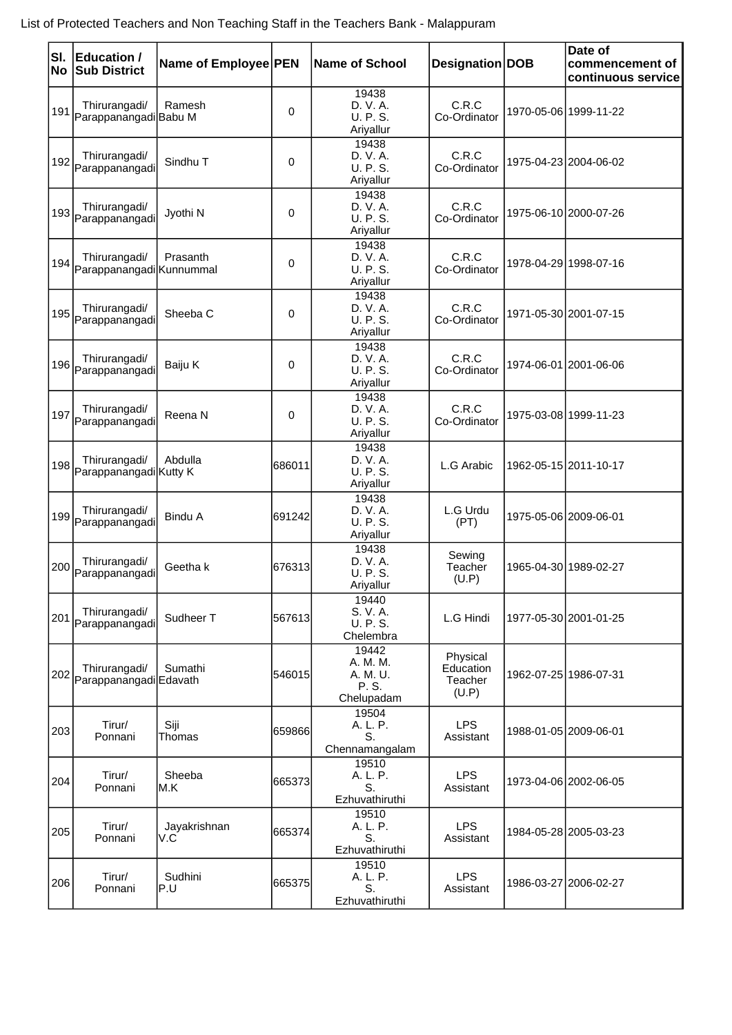List of Protected Teachers and Non Teaching Staff in the Teachers Bank - Malappuram

| Sl. No | Education / Sub District | Name of Employee | PEN | Name of School | Designation | DOB | Date of commencement of continuous service |
|---|---|---|---|---|---|---|---|
| 191 | Thirurangadi/ Parappanangadi | Ramesh Babu M | 0 | 19438 D. V. A. U. P. S. Ariyallur | C.R.C Co-Ordinator | 1970-05-06 | 1999-11-22 |
| 192 | Thirurangadi/ Parappanangadi | Sindhu T | 0 | 19438 D. V. A. U. P. S. Ariyallur | C.R.C Co-Ordinator | 1975-04-23 | 2004-06-02 |
| 193 | Thirurangadi/ Parappanangadi | Jyothi N | 0 | 19438 D. V. A. U. P. S. Ariyallur | C.R.C Co-Ordinator | 1975-06-10 | 2000-07-26 |
| 194 | Thirurangadi/ Parappanangadi | Prasanth Kunnummal | 0 | 19438 D. V. A. U. P. S. Ariyallur | C.R.C Co-Ordinator | 1978-04-29 | 1998-07-16 |
| 195 | Thirurangadi/ Parappanangadi | Sheeba C | 0 | 19438 D. V. A. U. P. S. Ariyallur | C.R.C Co-Ordinator | 1971-05-30 | 2001-07-15 |
| 196 | Thirurangadi/ Parappanangadi | Baiju K | 0 | 19438 D. V. A. U. P. S. Ariyallur | C.R.C Co-Ordinator | 1974-06-01 | 2001-06-06 |
| 197 | Thirurangadi/ Parappanangadi | Reena N | 0 | 19438 D. V. A. U. P. S. Ariyallur | C.R.C Co-Ordinator | 1975-03-08 | 1999-11-23 |
| 198 | Thirurangadi/ Parappanangadi | Abdulla Kutty K | 686011 | 19438 D. V. A. U. P. S. Ariyallur | L.G Arabic | 1962-05-15 | 2011-10-17 |
| 199 | Thirurangadi/ Parappanangadi | Bindu A | 691242 | 19438 D. V. A. U. P. S. Ariyallur | L.G Urdu (PT) | 1975-05-06 | 2009-06-01 |
| 200 | Thirurangadi/ Parappanangadi | Geetha k | 676313 | 19438 D. V. A. U. P. S. Ariyallur | Sewing Teacher (U.P) | 1965-04-30 | 1989-02-27 |
| 201 | Thirurangadi/ Parappanangadi | Sudheer T | 567613 | 19440 S. V. A. U. P. S. Chelembra | L.G Hindi | 1977-05-30 | 2001-01-25 |
| 202 | Thirurangadi/ Parappanangadi | Sumathi Edavath | 546015 | 19442 A. M. M. A. M. U. P. S. Chelupadam | Physical Education Teacher (U.P) | 1962-07-25 | 1986-07-31 |
| 203 | Tirur/ Ponnani | Siji Thomas | 659866 | 19504 A. L. P. S. Chennamangalam | LPS Assistant | 1988-01-05 | 2009-06-01 |
| 204 | Tirur/ Ponnani | Sheeba M.K | 665373 | 19510 A. L. P. S. Ezhuvathiruthi | LPS Assistant | 1973-04-06 | 2002-06-05 |
| 205 | Tirur/ Ponnani | Jayakrishnan V.C | 665374 | 19510 A. L. P. S. Ezhuvathiruthi | LPS Assistant | 1984-05-28 | 2005-03-23 |
| 206 | Tirur/ Ponnani | Sudhini P.U | 665375 | 19510 A. L. P. S. Ezhuvathiruthi | LPS Assistant | 1986-03-27 | 2006-02-27 |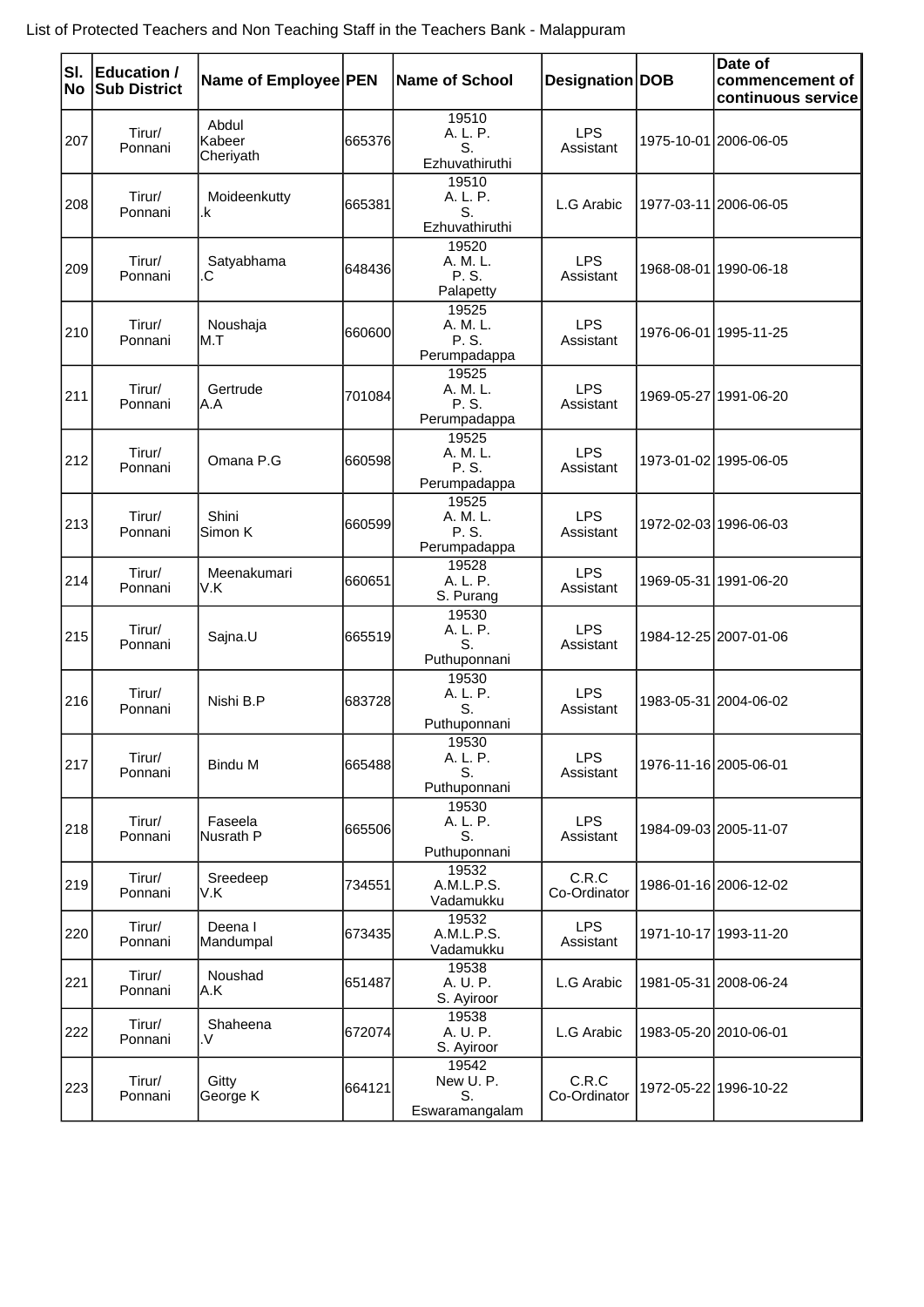List of Protected Teachers and Non Teaching Staff in the Teachers Bank - Malappuram

| Sl. No | Education / Sub District | Name of Employee | PEN | Name of School | Designation | DOB | Date of commencement of continuous service |
|---|---|---|---|---|---|---|---|
| 207 | Tirur/ Ponnani | Abdul Kabeer Cheriyath | 665376 | 19510 A. L. P. S. Ezhuvathiruthi | LPS Assistant | 1975-10-01 | 2006-06-05 |
| 208 | Tirur/ Ponnani | Moideenkutty .k | 665381 | 19510 A. L. P. S. Ezhuvathiruthi | L.G Arabic | 1977-03-11 | 2006-06-05 |
| 209 | Tirur/ Ponnani | Satyabhama .C | 648436 | 19520 A. M. L. P. S. Palapetty | LPS Assistant | 1968-08-01 | 1990-06-18 |
| 210 | Tirur/ Ponnani | Noushaja M.T | 660600 | 19525 A. M. L. P. S. Perumpadappa | LPS Assistant | 1976-06-01 | 1995-11-25 |
| 211 | Tirur/ Ponnani | Gertrude A.A | 701084 | 19525 A. M. L. P. S. Perumpadappa | LPS Assistant | 1969-05-27 | 1991-06-20 |
| 212 | Tirur/ Ponnani | Omana P.G | 660598 | 19525 A. M. L. P. S. Perumpadappa | LPS Assistant | 1973-01-02 | 1995-06-05 |
| 213 | Tirur/ Ponnani | Shini Simon K | 660599 | 19525 A. M. L. P. S. Perumpadappa | LPS Assistant | 1972-02-03 | 1996-06-03 |
| 214 | Tirur/ Ponnani | Meenakumari V.K | 660651 | 19528 A. L. P. S. Purang | LPS Assistant | 1969-05-31 | 1991-06-20 |
| 215 | Tirur/ Ponnani | Sajna.U | 665519 | 19530 A. L. P. S. Puthuponnani | LPS Assistant | 1984-12-25 | 2007-01-06 |
| 216 | Tirur/ Ponnani | Nishi B.P | 683728 | 19530 A. L. P. S. Puthuponnani | LPS Assistant | 1983-05-31 | 2004-06-02 |
| 217 | Tirur/ Ponnani | Bindu M | 665488 | 19530 A. L. P. S. Puthuponnani | LPS Assistant | 1976-11-16 | 2005-06-01 |
| 218 | Tirur/ Ponnani | Faseela Nusrath P | 665506 | 19530 A. L. P. S. Puthuponnani | LPS Assistant | 1984-09-03 | 2005-11-07 |
| 219 | Tirur/ Ponnani | Sreedeep V.K | 734551 | 19532 A.M.L.P.S. Vadamukku | C.R.C Co-Ordinator | 1986-01-16 | 2006-12-02 |
| 220 | Tirur/ Ponnani | Deena I Mandumpal | 673435 | 19532 A.M.L.P.S. Vadamukku | LPS Assistant | 1971-10-17 | 1993-11-20 |
| 221 | Tirur/ Ponnani | Noushad A.K | 651487 | 19538 A. U. P. S. Ayiroor | L.G Arabic | 1981-05-31 | 2008-06-24 |
| 222 | Tirur/ Ponnani | Shaheena .V | 672074 | 19538 A. U. P. S. Ayiroor | L.G Arabic | 1983-05-20 | 2010-06-01 |
| 223 | Tirur/ Ponnani | Gitty George K | 664121 | 19542 New U. P. S. Eswaramangalam | C.R.C Co-Ordinator | 1972-05-22 | 1996-10-22 |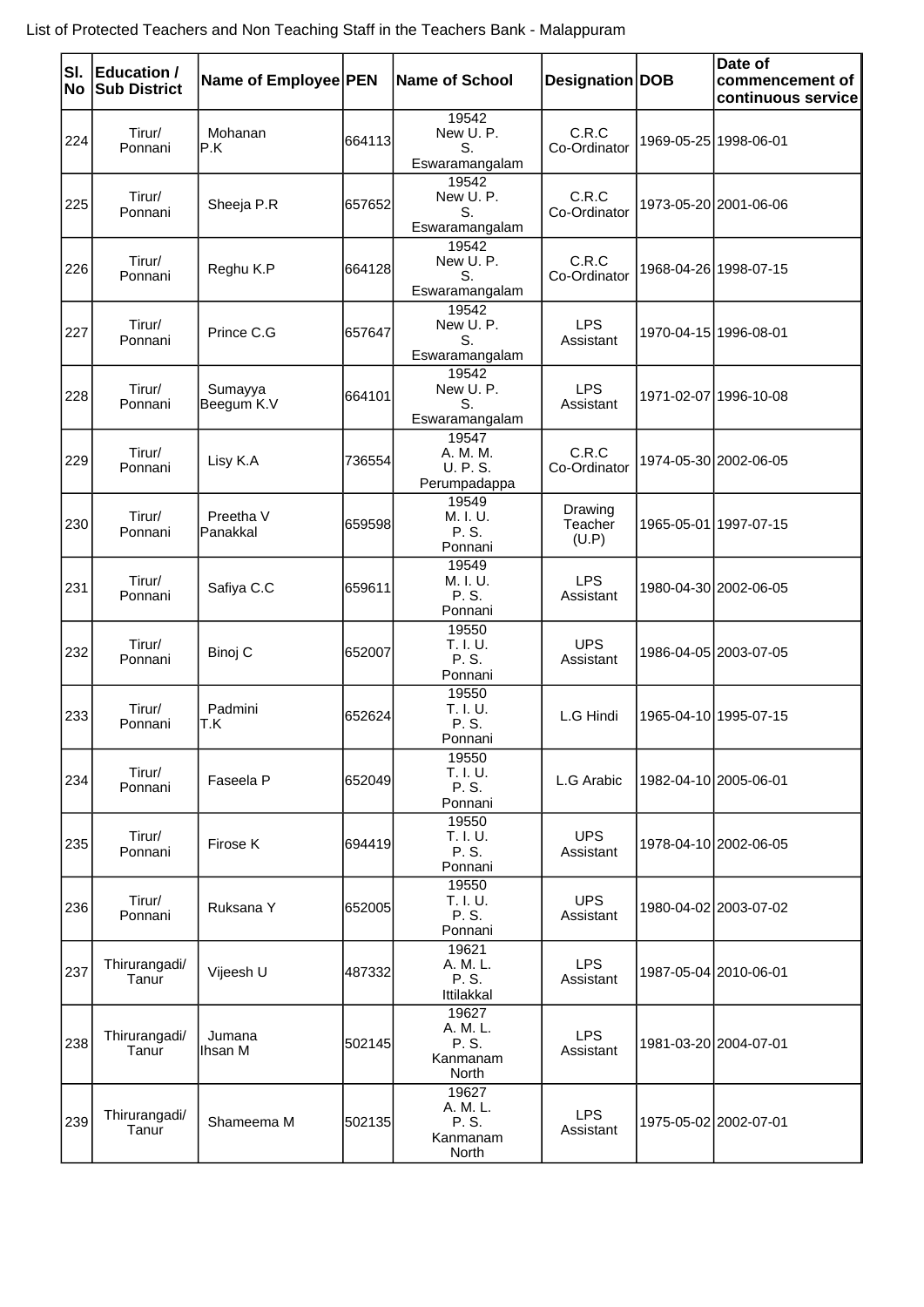List of Protected Teachers and Non Teaching Staff in the Teachers Bank - Malappuram

| Sl. No | Education / Sub District | Name of Employee | PEN | Name of School | Designation | DOB | Date of commencement of continuous service |
|---|---|---|---|---|---|---|---|
| 224 | Tirur/ Ponnani | Mohanan P.K | 664113 | 19542 New U. P. S. Eswaramangalam | C.R.C Co-Ordinator | 1969-05-25 | 1998-06-01 |
| 225 | Tirur/ Ponnani | Sheeja P.R | 657652 | 19542 New U. P. S. Eswaramangalam | C.R.C Co-Ordinator | 1973-05-20 | 2001-06-06 |
| 226 | Tirur/ Ponnani | Reghu K.P | 664128 | 19542 New U. P. S. Eswaramangalam | C.R.C Co-Ordinator | 1968-04-26 | 1998-07-15 |
| 227 | Tirur/ Ponnani | Prince C.G | 657647 | 19542 New U. P. S. Eswaramangalam | LPS Assistant | 1970-04-15 | 1996-08-01 |
| 228 | Tirur/ Ponnani | Sumayya Beegum K.V | 664101 | 19542 New U. P. S. Eswaramangalam | LPS Assistant | 1971-02-07 | 1996-10-08 |
| 229 | Tirur/ Ponnani | Lisy K.A | 736554 | 19547 A. M. M. U. P. S. Perumpadappa | C.R.C Co-Ordinator | 1974-05-30 | 2002-06-05 |
| 230 | Tirur/ Ponnani | Preetha V Panakkal | 659598 | 19549 M. I. U. P. S. Ponnani | Drawing Teacher (U.P) | 1965-05-01 | 1997-07-15 |
| 231 | Tirur/ Ponnani | Safiya C.C | 659611 | 19549 M. I. U. P. S. Ponnani | LPS Assistant | 1980-04-30 | 2002-06-05 |
| 232 | Tirur/ Ponnani | Binoj C | 652007 | 19550 T. I. U. P. S. Ponnani | UPS Assistant | 1986-04-05 | 2003-07-05 |
| 233 | Tirur/ Ponnani | Padmini T.K | 652624 | 19550 T. I. U. P. S. Ponnani | L.G Hindi | 1965-04-10 | 1995-07-15 |
| 234 | Tirur/ Ponnani | Faseela P | 652049 | 19550 T. I. U. P. S. Ponnani | L.G Arabic | 1982-04-10 | 2005-06-01 |
| 235 | Tirur/ Ponnani | Firose K | 694419 | 19550 T. I. U. P. S. Ponnani | UPS Assistant | 1978-04-10 | 2002-06-05 |
| 236 | Tirur/ Ponnani | Ruksana Y | 652005 | 19550 T. I. U. P. S. Ponnani | UPS Assistant | 1980-04-02 | 2003-07-02 |
| 237 | Thirurangadi/ Tanur | Vijeesh U | 487332 | 19621 A. M. L. P. S. Ittilakkal | LPS Assistant | 1987-05-04 | 2010-06-01 |
| 238 | Thirurangadi/ Tanur | Jumana Ihsan M | 502145 | 19627 A. M. L. P. S. Kanmanam North | LPS Assistant | 1981-03-20 | 2004-07-01 |
| 239 | Thirurangadi/ Tanur | Shameema M | 502135 | 19627 A. M. L. P. S. Kanmanam North | LPS Assistant | 1975-05-02 | 2002-07-01 |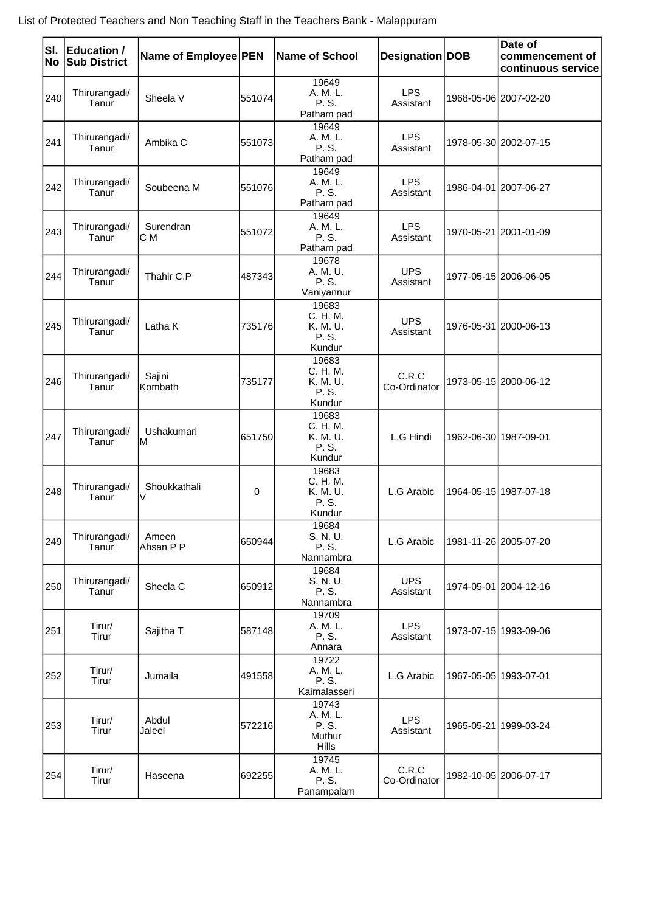List of Protected Teachers and Non Teaching Staff in the Teachers Bank - Malappuram

| Sl. No | Education / Sub District | Name of Employee | PEN | Name of School | Designation | DOB | Date of commencement of continuous service |
|---|---|---|---|---|---|---|---|
| 240 | Thirurangadi/ Tanur | Sheela V | 551074 | 19649 A. M. L. P. S. Patham pad | LPS Assistant | 1968-05-06 | 2007-02-20 |
| 241 | Thirurangadi/ Tanur | Ambika C | 551073 | 19649 A. M. L. P. S. Patham pad | LPS Assistant | 1978-05-30 | 2002-07-15 |
| 242 | Thirurangadi/ Tanur | Soubeena M | 551076 | 19649 A. M. L. P. S. Patham pad | LPS Assistant | 1986-04-01 | 2007-06-27 |
| 243 | Thirurangadi/ Tanur | Surendran C M | 551072 | 19649 A. M. L. P. S. Patham pad | LPS Assistant | 1970-05-21 | 2001-01-09 |
| 244 | Thirurangadi/ Tanur | Thahir C.P | 487343 | 19678 A. M. U. P. S. Vaniyannur | UPS Assistant | 1977-05-15 | 2006-06-05 |
| 245 | Thirurangadi/ Tanur | Latha K | 735176 | 19683 C. H. M. K. M. U. P. S. Kundur | UPS Assistant | 1976-05-31 | 2000-06-13 |
| 246 | Thirurangadi/ Tanur | Sajini Kombath | 735177 | 19683 C. H. M. K. M. U. P. S. Kundur | C.R.C Co-Ordinator | 1973-05-15 | 2000-06-12 |
| 247 | Thirurangadi/ Tanur | Ushakumari M | 651750 | 19683 C. H. M. K. M. U. P. S. Kundur | L.G Hindi | 1962-06-30 | 1987-09-01 |
| 248 | Thirurangadi/ Tanur | Shoukkathali V | 0 | 19683 C. H. M. K. M. U. P. S. Kundur | L.G Arabic | 1964-05-15 | 1987-07-18 |
| 249 | Thirurangadi/ Tanur | Ameen Ahsan P P | 650944 | 19684 S. N. U. P. S. Nannambra | L.G Arabic | 1981-11-26 | 2005-07-20 |
| 250 | Thirurangadi/ Tanur | Sheela C | 650912 | 19684 S. N. U. P. S. Nannambra | UPS Assistant | 1974-05-01 | 2004-12-16 |
| 251 | Tirur/ Tirur | Sajitha T | 587148 | 19709 A. M. L. P. S. Annara | LPS Assistant | 1973-07-15 | 1993-09-06 |
| 252 | Tirur/ Tirur | Jumaila | 491558 | 19722 A. M. L. P. S. Kaimalasseri | L.G Arabic | 1967-05-05 | 1993-07-01 |
| 253 | Tirur/ Tirur | Abdul Jaleel | 572216 | 19743 A. M. L. P. S. Muthur Hills | LPS Assistant | 1965-05-21 | 1999-03-24 |
| 254 | Tirur/ Tirur | Haseena | 692255 | 19745 A. M. L. P. S. Panampalam | C.R.C Co-Ordinator | 1982-10-05 | 2006-07-17 |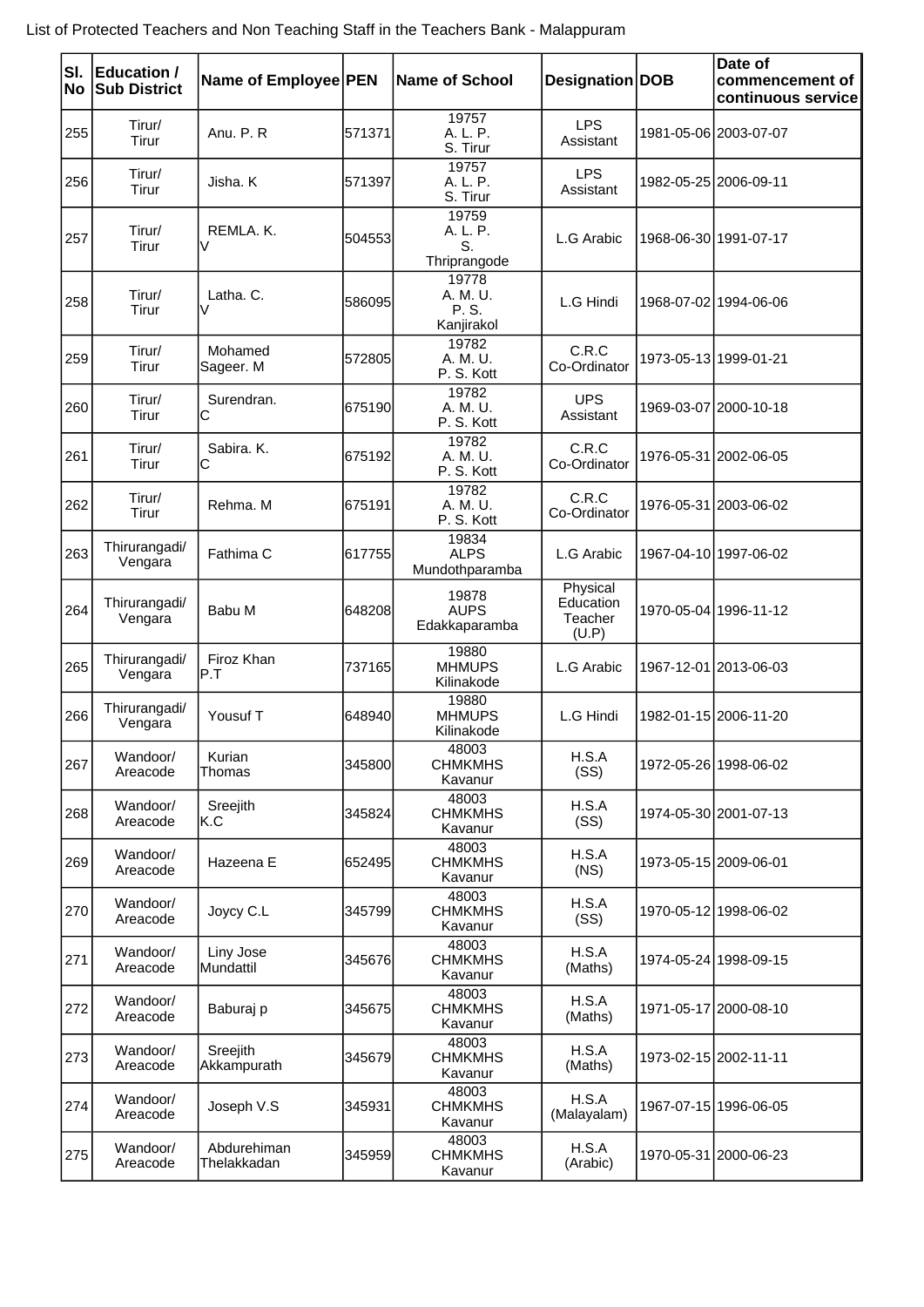List of Protected Teachers and Non Teaching Staff in the Teachers Bank - Malappuram

| Sl. No | Education / Sub District | Name of Employee | PEN | Name of School | Designation | DOB | Date of commencement of continuous service |
|---|---|---|---|---|---|---|---|
| 255 | Tirur/ Tirur | Anu. P. R | 571371 | 19757 A. L. P. S. Tirur | LPS Assistant | 1981-05-06 | 2003-07-07 |
| 256 | Tirur/ Tirur | Jisha. K | 571397 | 19757 A. L. P. S. Tirur | LPS Assistant | 1982-05-25 | 2006-09-11 |
| 257 | Tirur/ Tirur | REMLA. K. V | 504553 | 19759 A. L. P. S. Thriprangode | L.G Arabic | 1968-06-30 | 1991-07-17 |
| 258 | Tirur/ Tirur | Latha. C. V | 586095 | 19778 A. M. U. P. S. Kanjirakol | L.G Hindi | 1968-07-02 | 1994-06-06 |
| 259 | Tirur/ Tirur | Mohamed Sageer. M | 572805 | 19782 A. M. U. P. S. Kott | C.R.C Co-Ordinator | 1973-05-13 | 1999-01-21 |
| 260 | Tirur/ Tirur | Surendran. C | 675190 | 19782 A. M. U. P. S. Kott | UPS Assistant | 1969-03-07 | 2000-10-18 |
| 261 | Tirur/ Tirur | Sabira. K. C | 675192 | 19782 A. M. U. P. S. Kott | C.R.C Co-Ordinator | 1976-05-31 | 2002-06-05 |
| 262 | Tirur/ Tirur | Rehma. M | 675191 | 19782 A. M. U. P. S. Kott | C.R.C Co-Ordinator | 1976-05-31 | 2003-06-02 |
| 263 | Thirurangadi/ Vengara | Fathima C | 617755 | 19834 ALPS Mundothparamba | L.G Arabic | 1967-04-10 | 1997-06-02 |
| 264 | Thirurangadi/ Vengara | Babu M | 648208 | 19878 AUPS Edakkaparamba | Physical Education Teacher (U.P) | 1970-05-04 | 1996-11-12 |
| 265 | Thirurangadi/ Vengara | Firoz Khan P.T | 737165 | 19880 MHMUPS Kilinakode | L.G Arabic | 1967-12-01 | 2013-06-03 |
| 266 | Thirurangadi/ Vengara | Yousuf T | 648940 | 19880 MHMUPS Kilinakode | L.G Hindi | 1982-01-15 | 2006-11-20 |
| 267 | Wandoor/ Areacode | Kurian Thomas | 345800 | 48003 CHMKMHS Kavanur | H.S.A (SS) | 1972-05-26 | 1998-06-02 |
| 268 | Wandoor/ Areacode | Sreejith K.C | 345824 | 48003 CHMKMHS Kavanur | H.S.A (SS) | 1974-05-30 | 2001-07-13 |
| 269 | Wandoor/ Areacode | Hazeena E | 652495 | 48003 CHMKMHS Kavanur | H.S.A (NS) | 1973-05-15 | 2009-06-01 |
| 270 | Wandoor/ Areacode | Joycy C.L | 345799 | 48003 CHMKMHS Kavanur | H.S.A (SS) | 1970-05-12 | 1998-06-02 |
| 271 | Wandoor/ Areacode | Liny Jose Mundattil | 345676 | 48003 CHMKMHS Kavanur | H.S.A (Maths) | 1974-05-24 | 1998-09-15 |
| 272 | Wandoor/ Areacode | Baburaj p | 345675 | 48003 CHMKMHS Kavanur | H.S.A (Maths) | 1971-05-17 | 2000-08-10 |
| 273 | Wandoor/ Areacode | Sreejith Akkampurath | 345679 | 48003 CHMKMHS Kavanur | H.S.A (Maths) | 1973-02-15 | 2002-11-11 |
| 274 | Wandoor/ Areacode | Joseph V.S | 345931 | 48003 CHMKMHS Kavanur | H.S.A (Malayalam) | 1967-07-15 | 1996-06-05 |
| 275 | Wandoor/ Areacode | Abdurehiman Thelakkadan | 345959 | 48003 CHMKMHS Kavanur | H.S.A (Arabic) | 1970-05-31 | 2000-06-23 |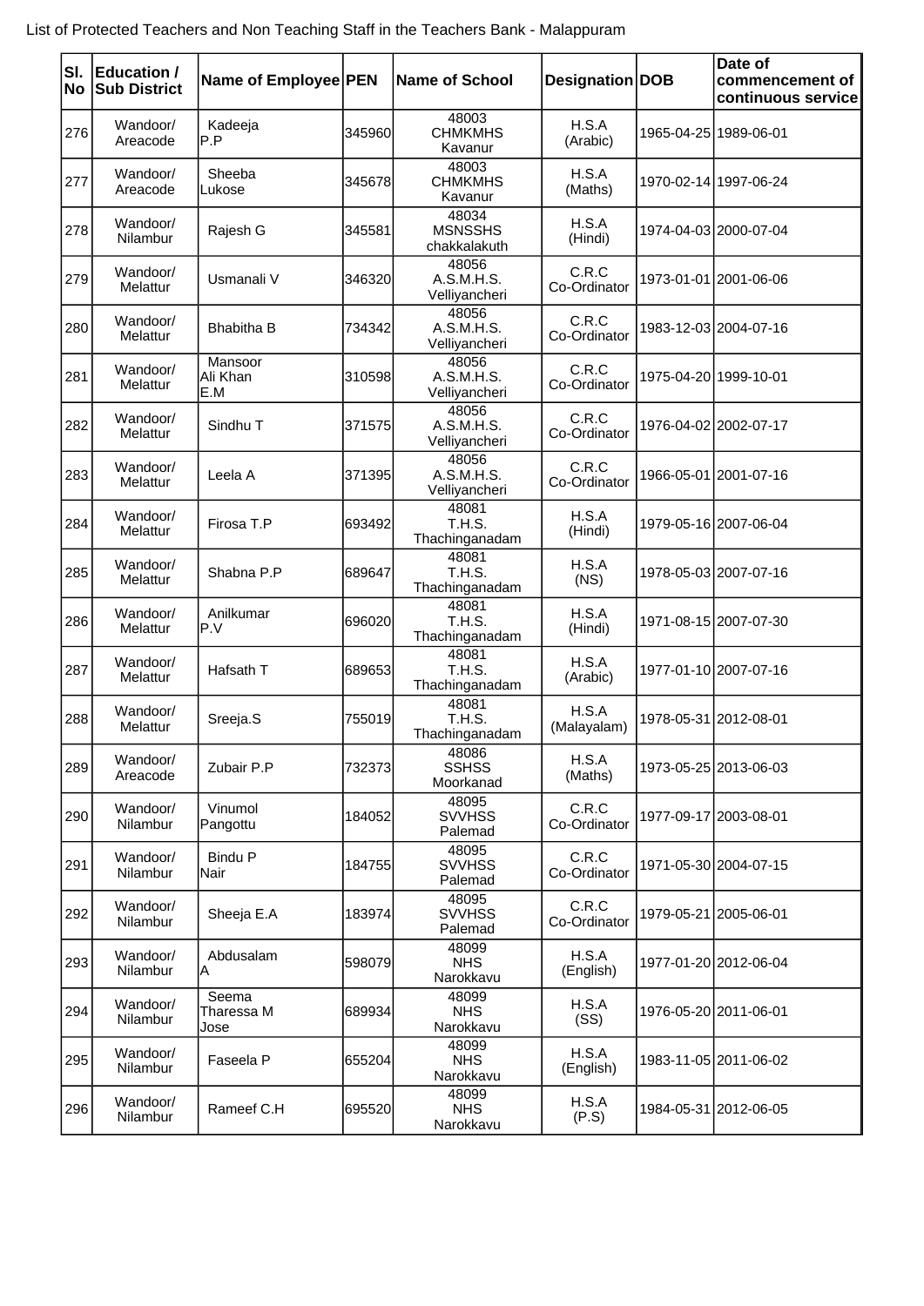List of Protected Teachers and Non Teaching Staff in the Teachers Bank - Malappuram

| Sl. No | Education / Sub District | Name of Employee | PEN | Name of School | Designation | DOB | Date of commencement of continuous service |
|---|---|---|---|---|---|---|---|
| 276 | Wandoor/ Areacode | Kadeeja P.P | 345960 | 48003 CHMKMHS Kavanur | H.S.A (Arabic) | 1965-04-25 | 1989-06-01 |
| 277 | Wandoor/ Areacode | Sheeba Lukose | 345678 | 48003 CHMKMHS Kavanur | H.S.A (Maths) | 1970-02-14 | 1997-06-24 |
| 278 | Wandoor/ Nilambur | Rajesh G | 345581 | 48034 MSNSSHS chakkalakuth | H.S.A (Hindi) | 1974-04-03 | 2000-07-04 |
| 279 | Wandoor/ Melattur | Usmanali V | 346320 | 48056 A.S.M.H.S. Velliyancheri | C.R.C Co-Ordinator | 1973-01-01 | 2001-06-06 |
| 280 | Wandoor/ Melattur | Bhabitha B | 734342 | 48056 A.S.M.H.S. Velliyancheri | C.R.C Co-Ordinator | 1983-12-03 | 2004-07-16 |
| 281 | Wandoor/ Melattur | Mansoor Ali Khan E.M | 310598 | 48056 A.S.M.H.S. Velliyancheri | C.R.C Co-Ordinator | 1975-04-20 | 1999-10-01 |
| 282 | Wandoor/ Melattur | Sindhu T | 371575 | 48056 A.S.M.H.S. Velliyancheri | C.R.C Co-Ordinator | 1976-04-02 | 2002-07-17 |
| 283 | Wandoor/ Melattur | Leela A | 371395 | 48056 A.S.M.H.S. Velliyancheri | C.R.C Co-Ordinator | 1966-05-01 | 2001-07-16 |
| 284 | Wandoor/ Melattur | Firosa T.P | 693492 | 48081 T.H.S. Thachinganadam | H.S.A (Hindi) | 1979-05-16 | 2007-06-04 |
| 285 | Wandoor/ Melattur | Shabna P.P | 689647 | 48081 T.H.S. Thachinganadam | H.S.A (NS) | 1978-05-03 | 2007-07-16 |
| 286 | Wandoor/ Melattur | Anilkumar P.V | 696020 | 48081 T.H.S. Thachinganadam | H.S.A (Hindi) | 1971-08-15 | 2007-07-30 |
| 287 | Wandoor/ Melattur | Hafsath T | 689653 | 48081 T.H.S. Thachinganadam | H.S.A (Arabic) | 1977-01-10 | 2007-07-16 |
| 288 | Wandoor/ Melattur | Sreeja.S | 755019 | 48081 T.H.S. Thachinganadam | H.S.A (Malayalam) | 1978-05-31 | 2012-08-01 |
| 289 | Wandoor/ Areacode | Zubair P.P | 732373 | 48086 SSHSS Moorkanad | H.S.A (Maths) | 1973-05-25 | 2013-06-03 |
| 290 | Wandoor/ Nilambur | Vinumol Pangottu | 184052 | 48095 SVVHSS Palemad | C.R.C Co-Ordinator | 1977-09-17 | 2003-08-01 |
| 291 | Wandoor/ Nilambur | Bindu P Nair | 184755 | 48095 SVVHSS Palemad | C.R.C Co-Ordinator | 1971-05-30 | 2004-07-15 |
| 292 | Wandoor/ Nilambur | Sheeja E.A | 183974 | 48095 SVVHSS Palemad | C.R.C Co-Ordinator | 1979-05-21 | 2005-06-01 |
| 293 | Wandoor/ Nilambur | Abdusalam A | 598079 | 48099 NHS Narokkavu | H.S.A (English) | 1977-01-20 | 2012-06-04 |
| 294 | Wandoor/ Nilambur | Seema Tharessa M Jose | 689934 | 48099 NHS Narokkavu | H.S.A (SS) | 1976-05-20 | 2011-06-01 |
| 295 | Wandoor/ Nilambur | Faseela P | 655204 | 48099 NHS Narokkavu | H.S.A (English) | 1983-11-05 | 2011-06-02 |
| 296 | Wandoor/ Nilambur | Rameef C.H | 695520 | 48099 NHS Narokkavu | H.S.A (P.S) | 1984-05-31 | 2012-06-05 |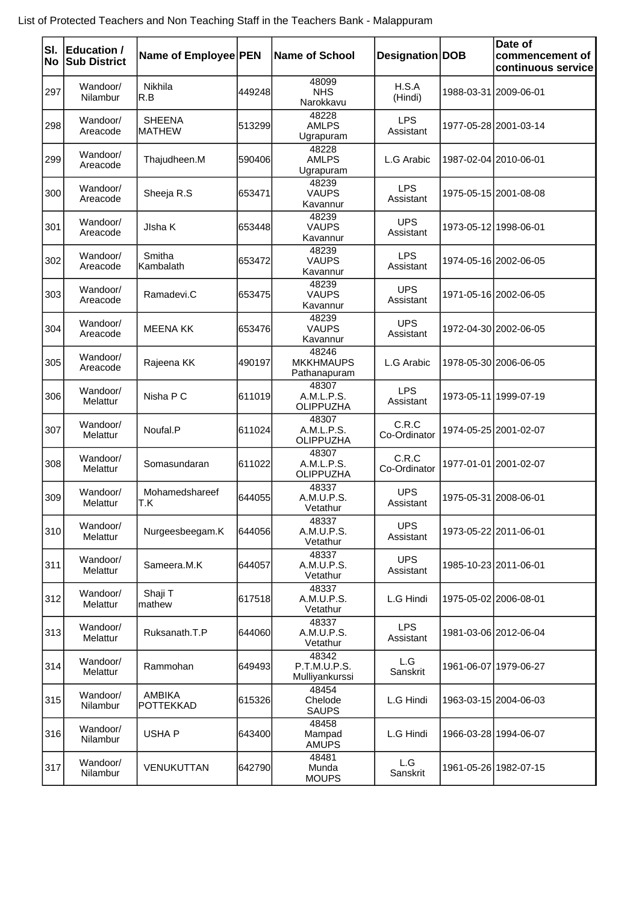List of Protected Teachers and Non Teaching Staff in the Teachers Bank - Malappuram

| Sl. No | Education / Sub District | Name of Employee | PEN | Name of School | Designation | DOB | Date of commencement of continuous service |
|---|---|---|---|---|---|---|---|
| 297 | Wandoor/ Nilambur | Nikhila R.B | 449248 | 48099 NHS Narokkavu | H.S.A (Hindi) | 1988-03-31 | 2009-06-01 |
| 298 | Wandoor/ Areacode | SHEENA MATHEW | 513299 | 48228 AMLPS Ugrapuram | LPS Assistant | 1977-05-28 | 2001-03-14 |
| 299 | Wandoor/ Areacode | Thajudheen.M | 590406 | 48228 AMLPS Ugrapuram | L.G Arabic | 1987-02-04 | 2010-06-01 |
| 300 | Wandoor/ Areacode | Sheeja R.S | 653471 | 48239 VAUPS Kavannur | LPS Assistant | 1975-05-15 | 2001-08-08 |
| 301 | Wandoor/ Areacode | JIsha K | 653448 | 48239 VAUPS Kavannur | UPS Assistant | 1973-05-12 | 1998-06-01 |
| 302 | Wandoor/ Areacode | Smitha Kambalath | 653472 | 48239 VAUPS Kavannur | LPS Assistant | 1974-05-16 | 2002-06-05 |
| 303 | Wandoor/ Areacode | Ramadevi.C | 653475 | 48239 VAUPS Kavannur | UPS Assistant | 1971-05-16 | 2002-06-05 |
| 304 | Wandoor/ Areacode | MEENA KK | 653476 | 48239 VAUPS Kavannur | UPS Assistant | 1972-04-30 | 2002-06-05 |
| 305 | Wandoor/ Areacode | Rajeena KK | 490197 | 48246 MKKHMAUPS Pathanapuram | L.G Arabic | 1978-05-30 | 2006-06-05 |
| 306 | Wandoor/ Melattur | Nisha P C | 611019 | 48307 A.M.L.P.S. OLIPPUZHA | LPS Assistant | 1973-05-11 | 1999-07-19 |
| 307 | Wandoor/ Melattur | Noufal.P | 611024 | 48307 A.M.L.P.S. OLIPPUZHA | C.R.C Co-Ordinator | 1974-05-25 | 2001-02-07 |
| 308 | Wandoor/ Melattur | Somasundaran | 611022 | 48307 A.M.L.P.S. OLIPPUZHA | C.R.C Co-Ordinator | 1977-01-01 | 2001-02-07 |
| 309 | Wandoor/ Melattur | Mohamedshareef T.K | 644055 | 48337 A.M.U.P.S. Vetathur | UPS Assistant | 1975-05-31 | 2008-06-01 |
| 310 | Wandoor/ Melattur | Nurgeesbeegam.K | 644056 | 48337 A.M.U.P.S. Vetathur | UPS Assistant | 1973-05-22 | 2011-06-01 |
| 311 | Wandoor/ Melattur | Sameera.M.K | 644057 | 48337 A.M.U.P.S. Vetathur | UPS Assistant | 1985-10-23 | 2011-06-01 |
| 312 | Wandoor/ Melattur | Shaji T mathew | 617518 | 48337 A.M.U.P.S. Vetathur | L.G Hindi | 1975-05-02 | 2006-08-01 |
| 313 | Wandoor/ Melattur | Ruksanath.T.P | 644060 | 48337 A.M.U.P.S. Vetathur | LPS Assistant | 1981-03-06 | 2012-06-04 |
| 314 | Wandoor/ Melattur | Rammohan | 649493 | 48342 P.T.M.U.P.S. Mulliyankurssi | L.G Sanskrit | 1961-06-07 | 1979-06-27 |
| 315 | Wandoor/ Nilambur | AMBIKA POTTEKKAD | 615326 | 48454 Chelode SAUPS | L.G Hindi | 1963-03-15 | 2004-06-03 |
| 316 | Wandoor/ Nilambur | USHA P | 643400 | 48458 Mampad AMUPS | L.G Hindi | 1966-03-28 | 1994-06-07 |
| 317 | Wandoor/ Nilambur | VENUKUTTAN | 642790 | 48481 Munda MOUPS | L.G Sanskrit | 1961-05-26 | 1982-07-15 |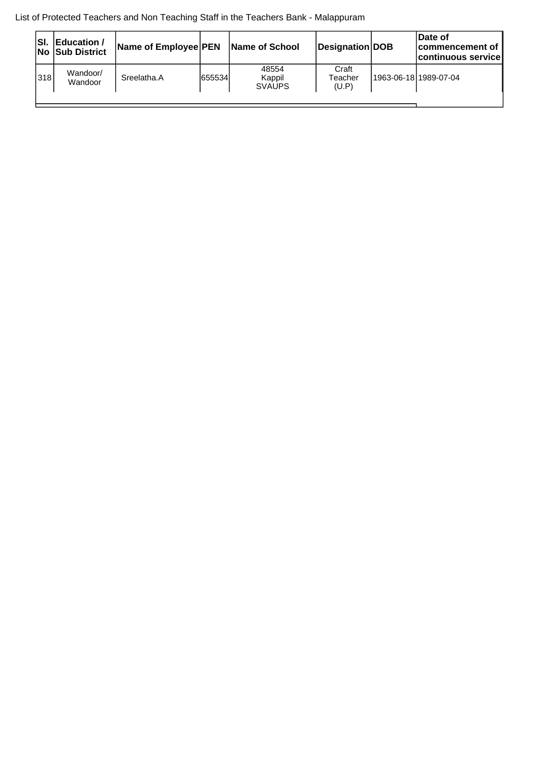List of Protected Teachers and Non Teaching Staff in the Teachers Bank - Malappuram

| Sl. No | Education / Sub District | Name of Employee | PEN | Name of School | Designation | DOB | Date of commencement of continuous service |
|---|---|---|---|---|---|---|---|
| 318 | Wandoor/ Wandoor | Sreelatha.A | 655534 | 48554 Kappil SVAUPS | Craft Teacher (U.P) | 1963-06-18 | 1989-07-04 |